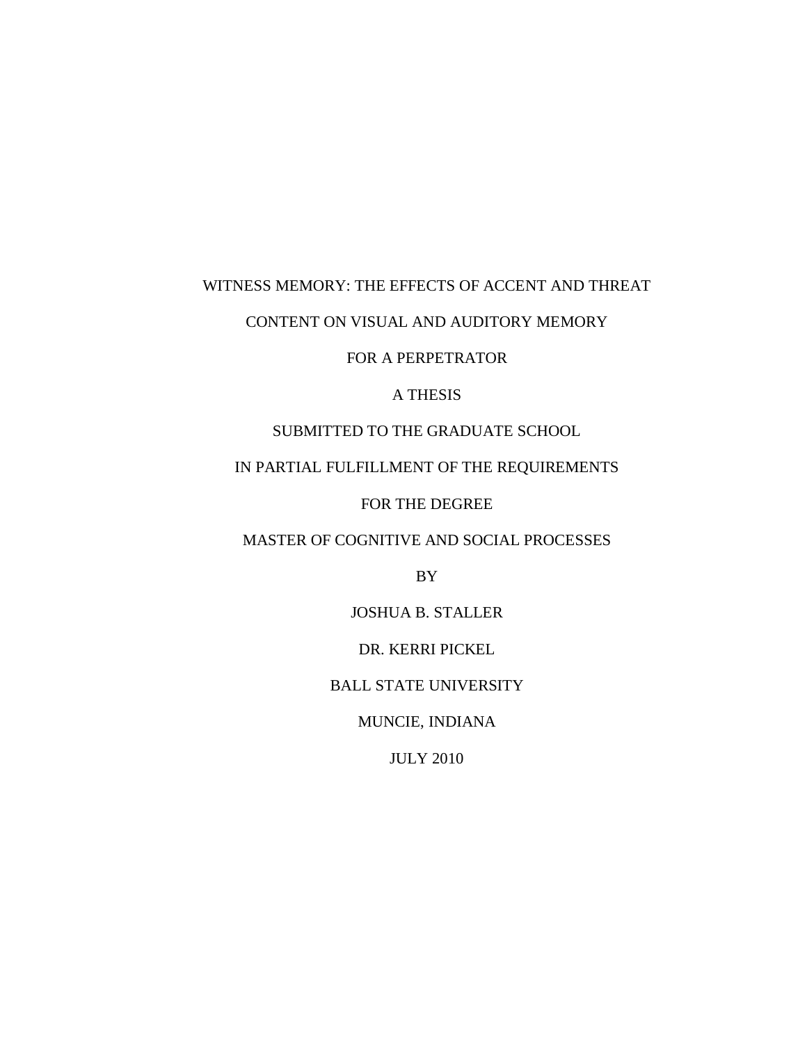# WITNESS MEMORY: THE EFFECTS OF ACCENT AND THREAT CONTENT ON VISUAL AND AUDITORY MEMORY FOR A PERPETRATOR

A THESIS

SUBMITTED TO THE GRADUATE SCHOOL

IN PARTIAL FULFILLMENT OF THE REQUIREMENTS

FOR THE DEGREE

MASTER OF COGNITIVE AND SOCIAL PROCESSES

BY

JOSHUA B. STALLER

DR. KERRI PICKEL

BALL STATE UNIVERSITY

MUNCIE, INDIANA

JULY 2010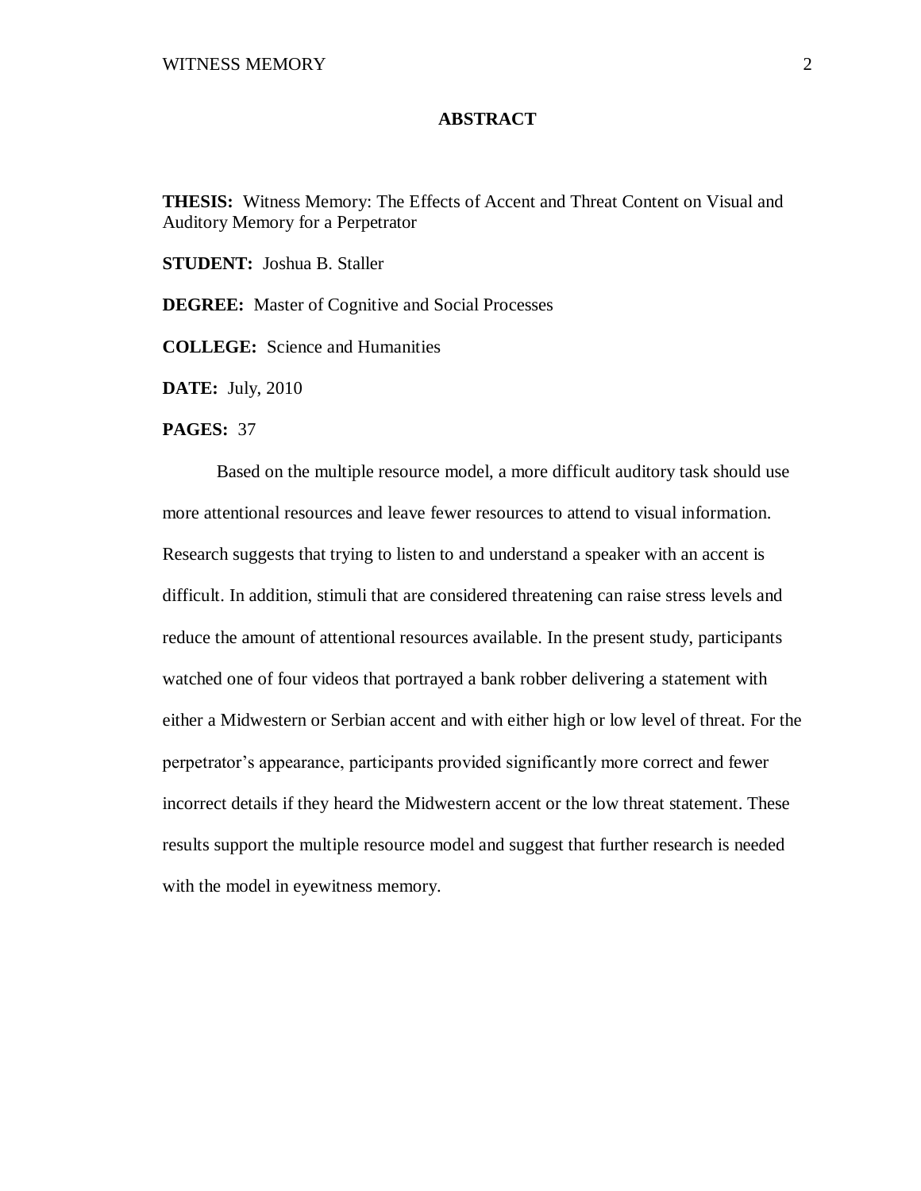# ABSTRACT

**THESIS:** Witness Memory: The Effects of Accent and Threat Content on Visual and Auditory Memory for a Perpetrator

**STUDENT:** Joshua B. Staller

**DEGREE:** Master of Cognitive and Social Processes

**COLLEGE:** Science and Humanities

**DATE:** July, 2010

**PAGES:** 37

Based on the multiple resource model, a more difficult auditory task should use more attentional resources and leave fewer resources to attend to visual information. Research suggests that trying to listen to and understand a speaker with an accent is difficult. In addition, stimuli that are considered threatening can raise stress levels and reduce the amount of attentional resources available. In the present study, participants watched one of four videos that portrayed a bank robber delivering a statement with either a Midwestern or Serbian accent and with either high or low level of threat. For the perpetrator's appearance, participants provided significantly more correct and fewer incorrect details if they heard the Midwestern accent or the low threat statement. These results support the multiple resource model and suggest that further research is needed with the model in eyewitness memory.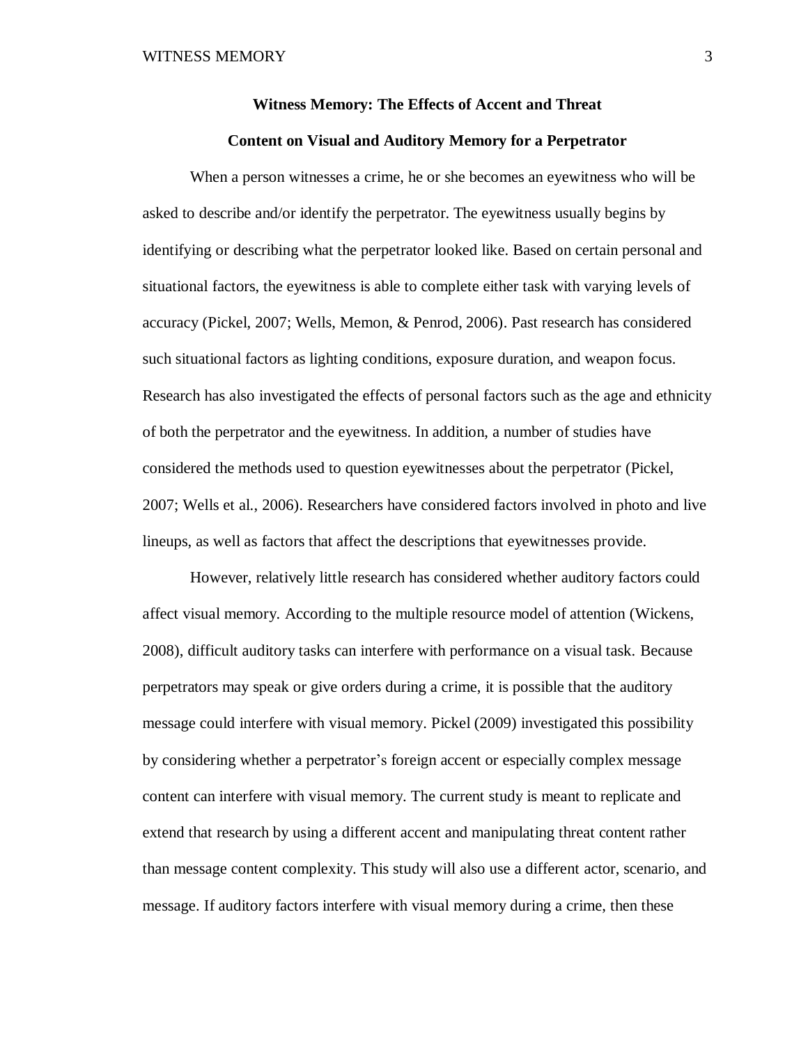# Witness Memory: The Effects of Accent and Threat Content on Visual and Auditory Memory for a Perpetrator

When a person witnesses a crime, he or she becomes an eyewitness who will be asked to describe and/or identify the perpetrator. The eyewitness usually begins by identifying or describing what the perpetrator looked like. Based on certain personal and situational factors, the eyewitness is able to complete either task with varying levels of accuracy (Pickel, 2007; Wells, Memon, & Penrod, 2006). Past research has considered such situational factors as lighting conditions, exposure duration, and weapon focus. Research has also investigated the effects of personal factors such as the age and ethnicity of both the perpetrator and the eyewitness. In addition, a number of studies have considered the methods used to question eyewitnesses about the perpetrator (Pickel, 2007; Wells et al., 2006). Researchers have considered factors involved in photo and live lineups, as well as factors that affect the descriptions that eyewitnesses provide.

However, relatively little research has considered whether auditory factors could affect visual memory. According to the multiple resource model of attention (Wickens, 2008), difficult auditory tasks can interfere with performance on a visual task. Because perpetrators may speak or give orders during a crime, it is possible that the auditory message could interfere with visual memory. Pickel (2009) investigated this possibility by considering whether a perpetrator's foreign accent or especially complex message content can interfere with visual memory. The current study is meant to replicate and extend that research by using a different accent and manipulating threat content rather than message content complexity. This study will also use a different actor, scenario, and message. If auditory factors interfere with visual memory during a crime, then these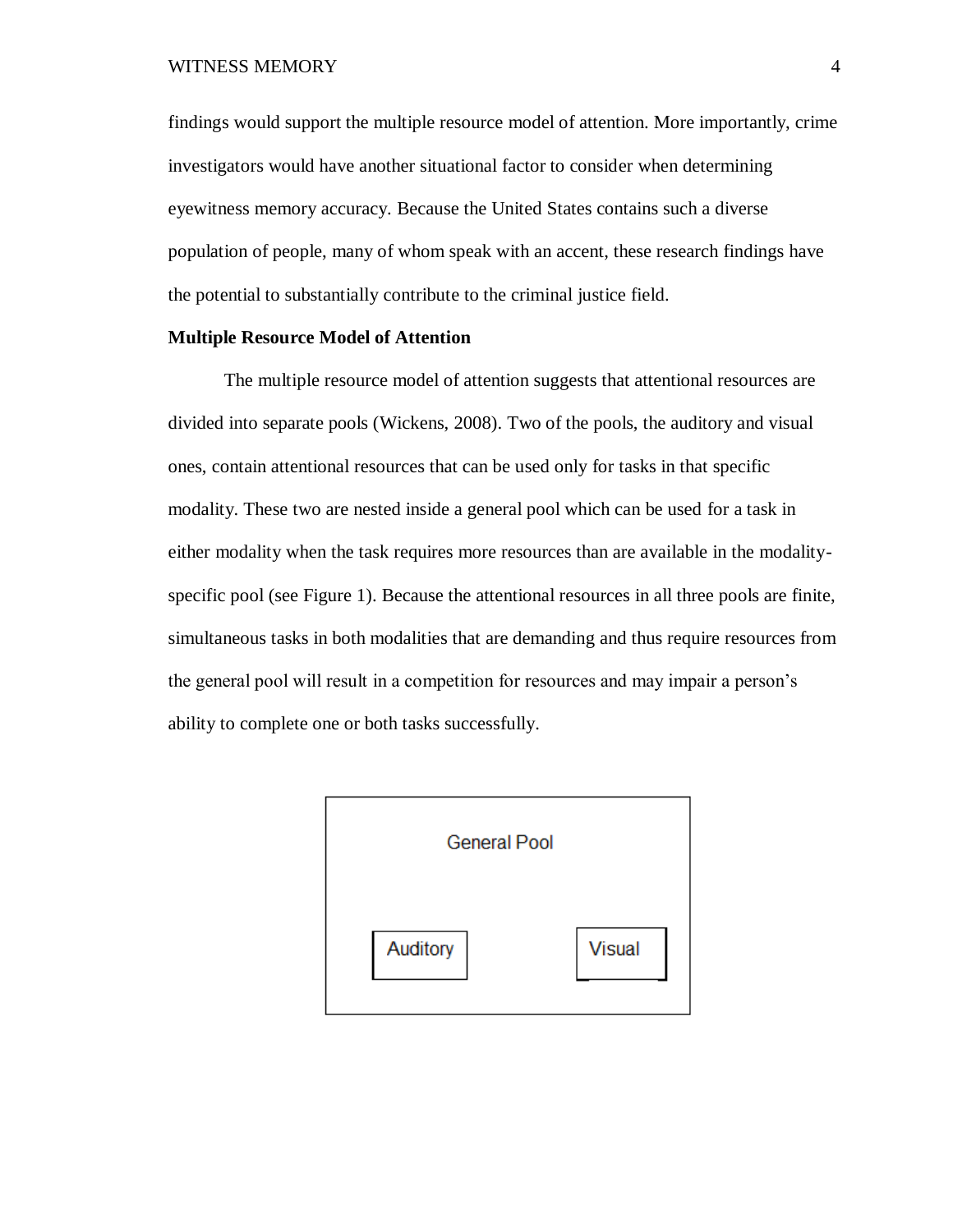findings would support the multiple resource model of attention. More importantly, crime investigators would have another situational factor to consider when determining eyewitness memory accuracy. Because the United States contains such a diverse population of people, many of whom speak with an accent, these research findings have the potential to substantially contribute to the criminal justice field.

**Multiple Resource Model of Attention**

The multiple resource model of attention suggests that attentional resources are divided into separate pools (Wickens, 2008). Two of the pools, the auditory and visual ones, contain attentional resources that can be used only for tasks in that specific modality. These two are nested inside a general pool which can be used for a task in either modality when the task requires more resources than are available in the modality-specific pool (see Figure 1). Because the attentional resources in all three pools are finite, simultaneous tasks in both modalities that are demanding and thus require resources from the general pool will result in a competition for resources and may impair a person's ability to complete one or both tasks successfully.

General Pool

Auditory

Visual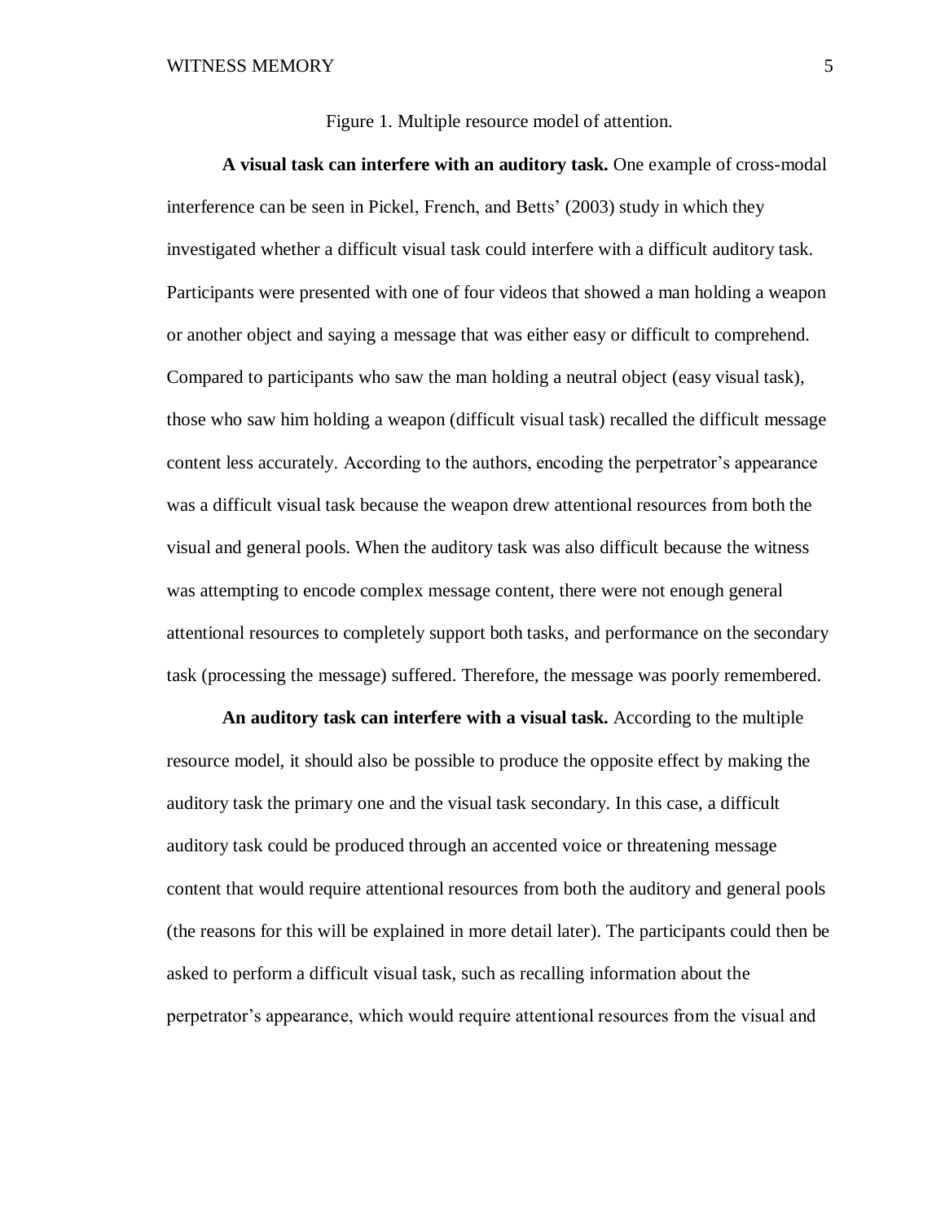Figure 1. Multiple resource model of attention.

**A visual task can interfere with an auditory task.** One example of cross-modal interference can be seen in Pickel, French, and Betts' (2003) study in which they investigated whether a difficult visual task could interfere with a difficult auditory task. Participants were presented with one of four videos that showed a man holding a weapon or another object and saying a message that was either easy or difficult to comprehend. Compared to participants who saw the man holding a neutral object (easy visual task), those who saw him holding a weapon (difficult visual task) recalled the difficult message content less accurately. According to the authors, encoding the perpetrator's appearance was a difficult visual task because the weapon drew attentional resources from both the visual and general pools. When the auditory task was also difficult because the witness was attempting to encode complex message content, there were not enough general attentional resources to completely support both tasks, and performance on the secondary task (processing the message) suffered. Therefore, the message was poorly remembered.

**An auditory task can interfere with a visual task.** According to the multiple resource model, it should also be possible to produce the opposite effect by making the auditory task the primary one and the visual task secondary. In this case, a difficult auditory task could be produced through an accented voice or threatening message content that would require attentional resources from both the auditory and general pools (the reasons for this will be explained in more detail later). The participants could then be asked to perform a difficult visual task, such as recalling information about the perpetrator's appearance, which would require attentional resources from the visual and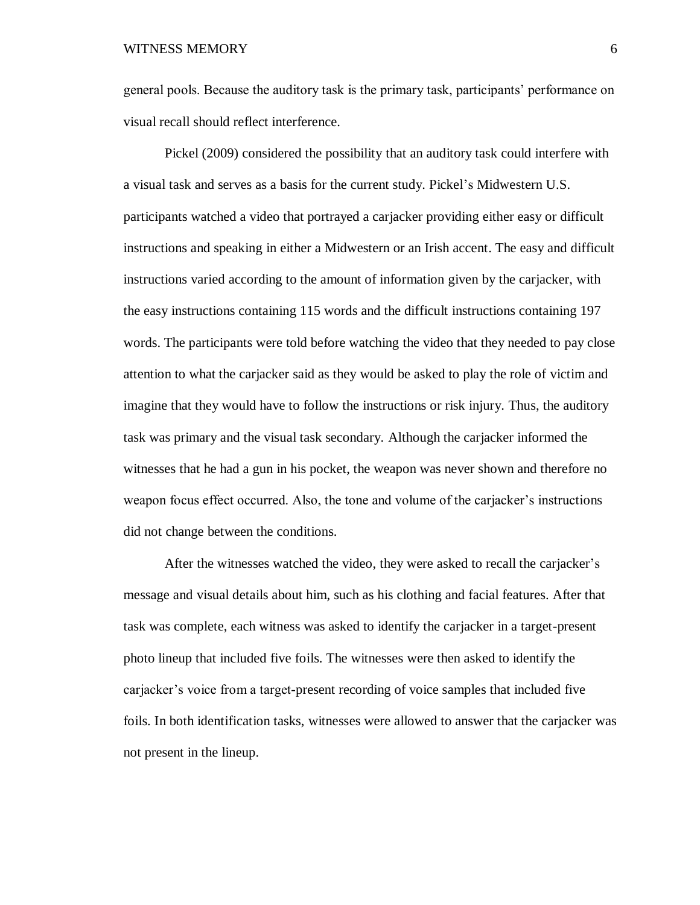general pools. Because the auditory task is the primary task, participants' performance on visual recall should reflect interference.

Pickel (2009) considered the possibility that an auditory task could interfere with a visual task and serves as a basis for the current study. Pickel's Midwestern U.S. participants watched a video that portrayed a carjacker providing either easy or difficult instructions and speaking in either a Midwestern or an Irish accent. The easy and difficult instructions varied according to the amount of information given by the carjacker, with the easy instructions containing 115 words and the difficult instructions containing 197 words. The participants were told before watching the video that they needed to pay close attention to what the carjacker said as they would be asked to play the role of victim and imagine that they would have to follow the instructions or risk injury. Thus, the auditory task was primary and the visual task secondary. Although the carjacker informed the witnesses that he had a gun in his pocket, the weapon was never shown and therefore no weapon focus effect occurred. Also, the tone and volume of the carjacker's instructions did not change between the conditions.

After the witnesses watched the video, they were asked to recall the carjacker's message and visual details about him, such as his clothing and facial features. After that task was complete, each witness was asked to identify the carjacker in a target-present photo lineup that included five foils. The witnesses were then asked to identify the carjacker's voice from a target-present recording of voice samples that included five foils. In both identification tasks, witnesses were allowed to answer that the carjacker was not present in the lineup.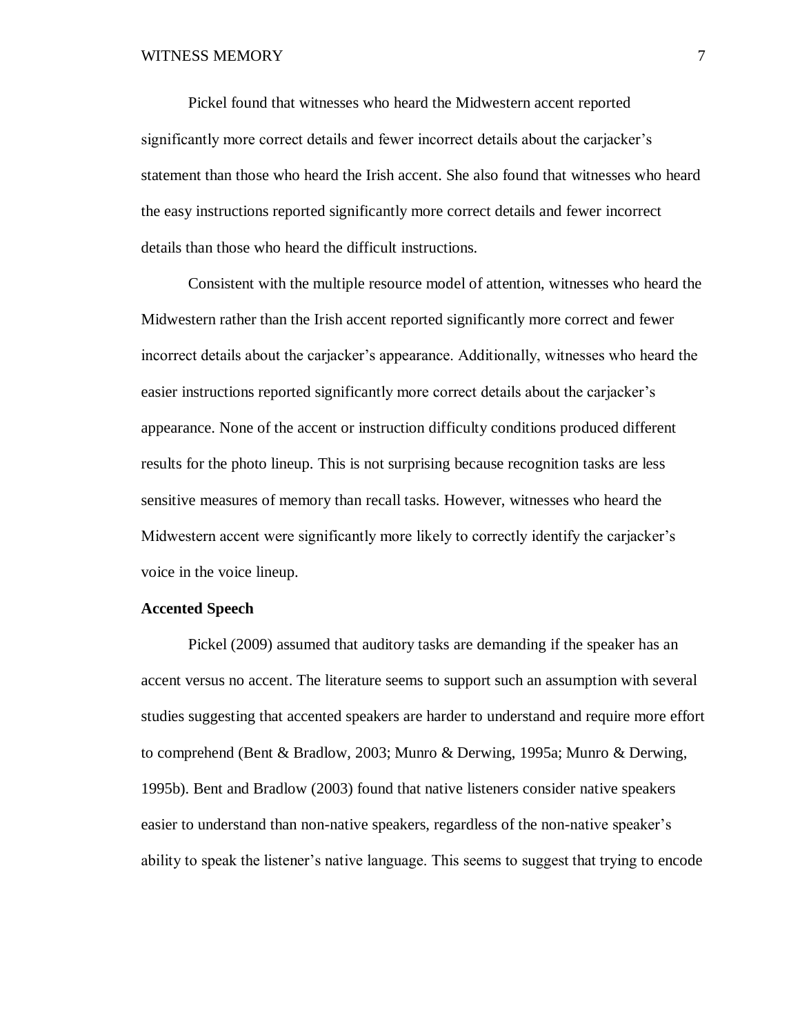Pickel found that witnesses who heard the Midwestern accent reported significantly more correct details and fewer incorrect details about the carjacker's statement than those who heard the Irish accent. She also found that witnesses who heard the easy instructions reported significantly more correct details and fewer incorrect details than those who heard the difficult instructions.

Consistent with the multiple resource model of attention, witnesses who heard the Midwestern rather than the Irish accent reported significantly more correct and fewer incorrect details about the carjacker's appearance. Additionally, witnesses who heard the easier instructions reported significantly more correct details about the carjacker's appearance. None of the accent or instruction difficulty conditions produced different results for the photo lineup. This is not surprising because recognition tasks are less sensitive measures of memory than recall tasks. However, witnesses who heard the Midwestern accent were significantly more likely to correctly identify the carjacker's voice in the voice lineup.

**Accented Speech**

Pickel (2009) assumed that auditory tasks are demanding if the speaker has an accent versus no accent. The literature seems to support such an assumption with several studies suggesting that accented speakers are harder to understand and require more effort to comprehend (Bent & Bradlow, 2003; Munro & Derwing, 1995a; Munro & Derwing, 1995b). Bent and Bradlow (2003) found that native listeners consider native speakers easier to understand than non-native speakers, regardless of the non-native speaker's ability to speak the listener's native language. This seems to suggest that trying to encode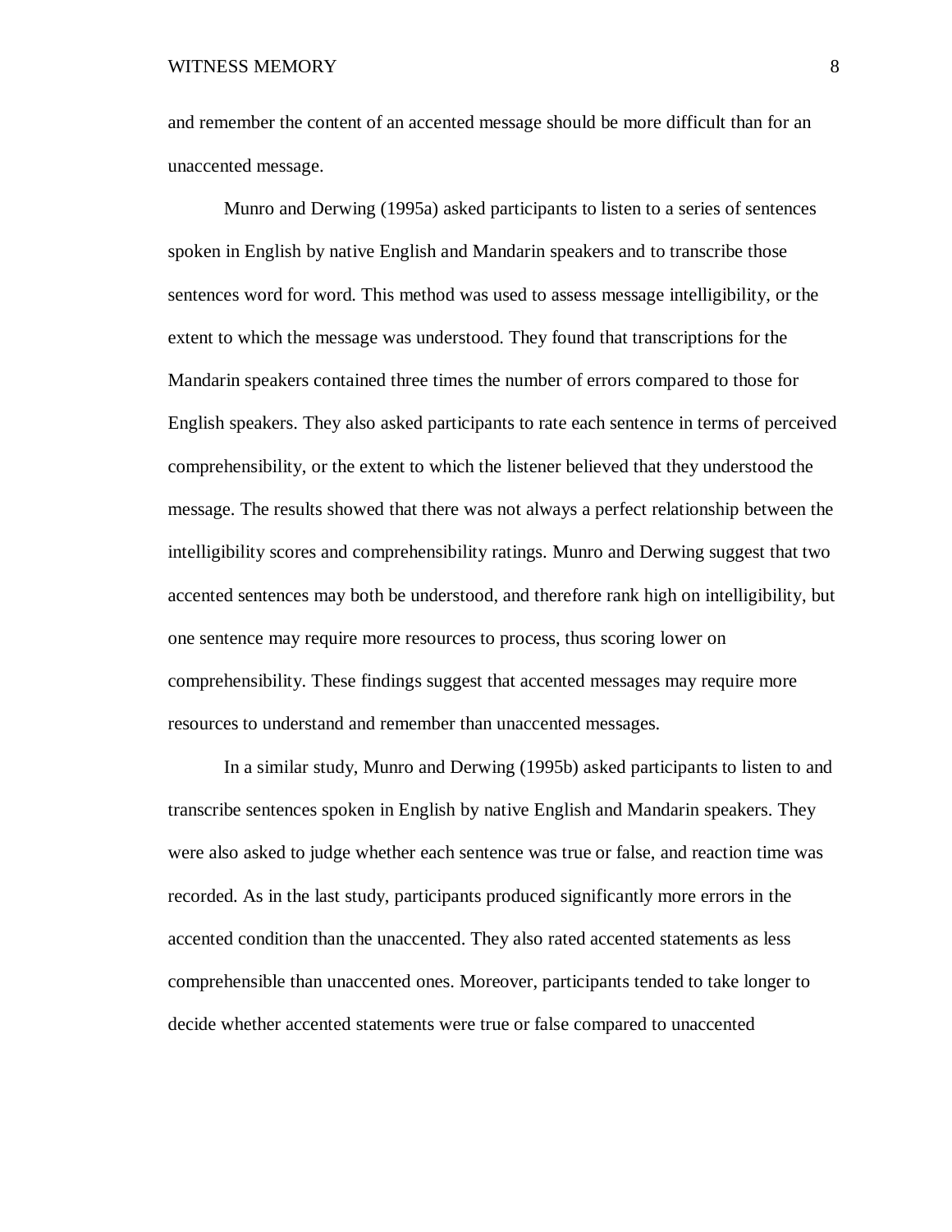and remember the content of an accented message should be more difficult than for an unaccented message.

Munro and Derwing (1995a) asked participants to listen to a series of sentences spoken in English by native English and Mandarin speakers and to transcribe those sentences word for word. This method was used to assess message intelligibility, or the extent to which the message was understood. They found that transcriptions for the Mandarin speakers contained three times the number of errors compared to those for English speakers. They also asked participants to rate each sentence in terms of perceived comprehensibility, or the extent to which the listener believed that they understood the message. The results showed that there was not always a perfect relationship between the intelligibility scores and comprehensibility ratings. Munro and Derwing suggest that two accented sentences may both be understood, and therefore rank high on intelligibility, but one sentence may require more resources to process, thus scoring lower on comprehensibility. These findings suggest that accented messages may require more resources to understand and remember than unaccented messages.

In a similar study, Munro and Derwing (1995b) asked participants to listen to and transcribe sentences spoken in English by native English and Mandarin speakers. They were also asked to judge whether each sentence was true or false, and reaction time was recorded. As in the last study, participants produced significantly more errors in the accented condition than the unaccented. They also rated accented statements as less comprehensible than unaccented ones. Moreover, participants tended to take longer to decide whether accented statements were true or false compared to unaccented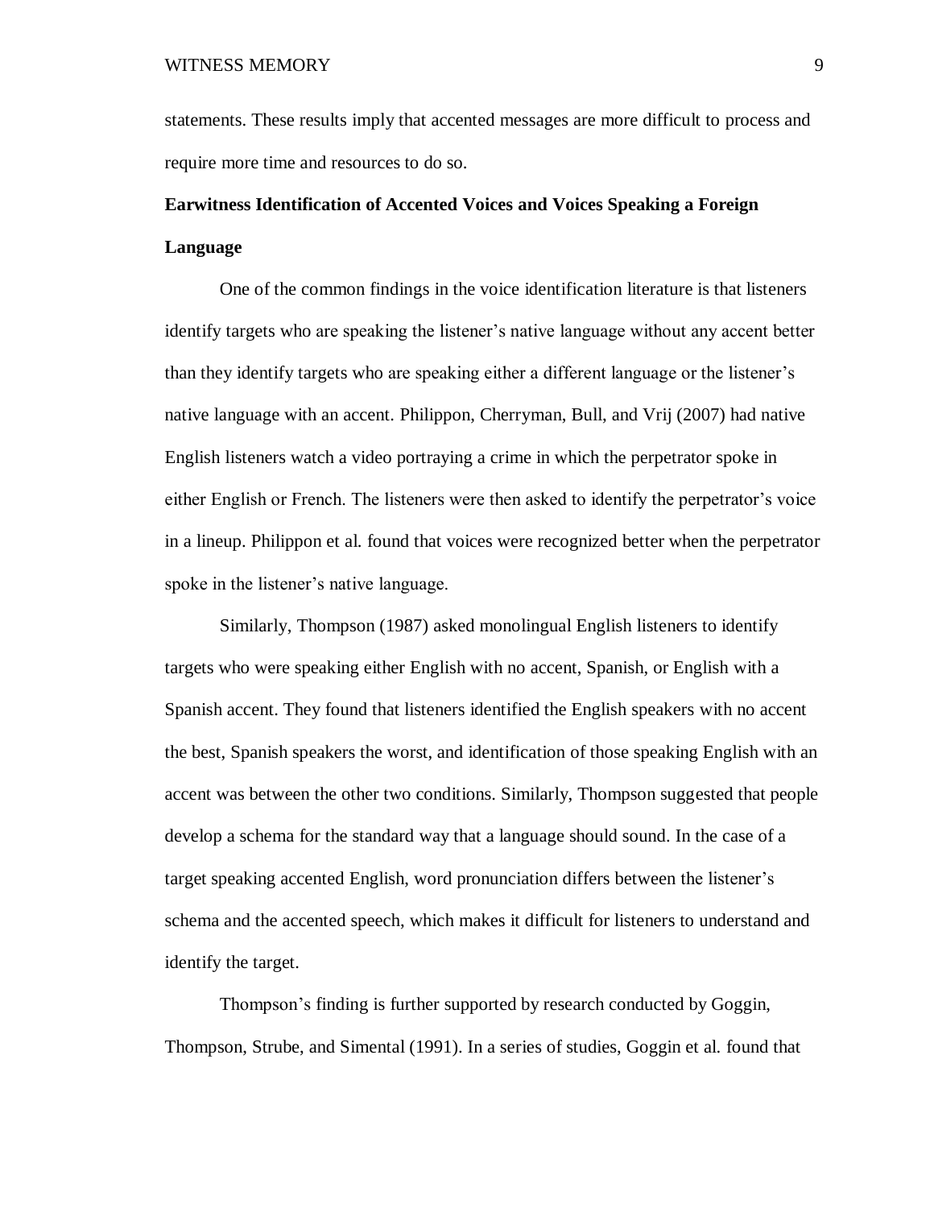statements. These results imply that accented messages are more difficult to process and require more time and resources to do so.

**Earwitness Identification of Accented Voices and Voices Speaking a Foreign Language**

One of the common findings in the voice identification literature is that listeners identify targets who are speaking the listener's native language without any accent better than they identify targets who are speaking either a different language or the listener's native language with an accent. Philippon, Cherryman, Bull, and Vrij (2007) had native English listeners watch a video portraying a crime in which the perpetrator spoke in either English or French. The listeners were then asked to identify the perpetrator's voice in a lineup. Philippon et al. found that voices were recognized better when the perpetrator spoke in the listener's native language.

Similarly, Thompson (1987) asked monolingual English listeners to identify targets who were speaking either English with no accent, Spanish, or English with a Spanish accent. They found that listeners identified the English speakers with no accent the best, Spanish speakers the worst, and identification of those speaking English with an accent was between the other two conditions. Similarly, Thompson suggested that people develop a schema for the standard way that a language should sound. In the case of a target speaking accented English, word pronunciation differs between the listener's schema and the accented speech, which makes it difficult for listeners to understand and identify the target.

Thompson's finding is further supported by research conducted by Goggin, Thompson, Strube, and Simental (1991). In a series of studies, Goggin et al. found that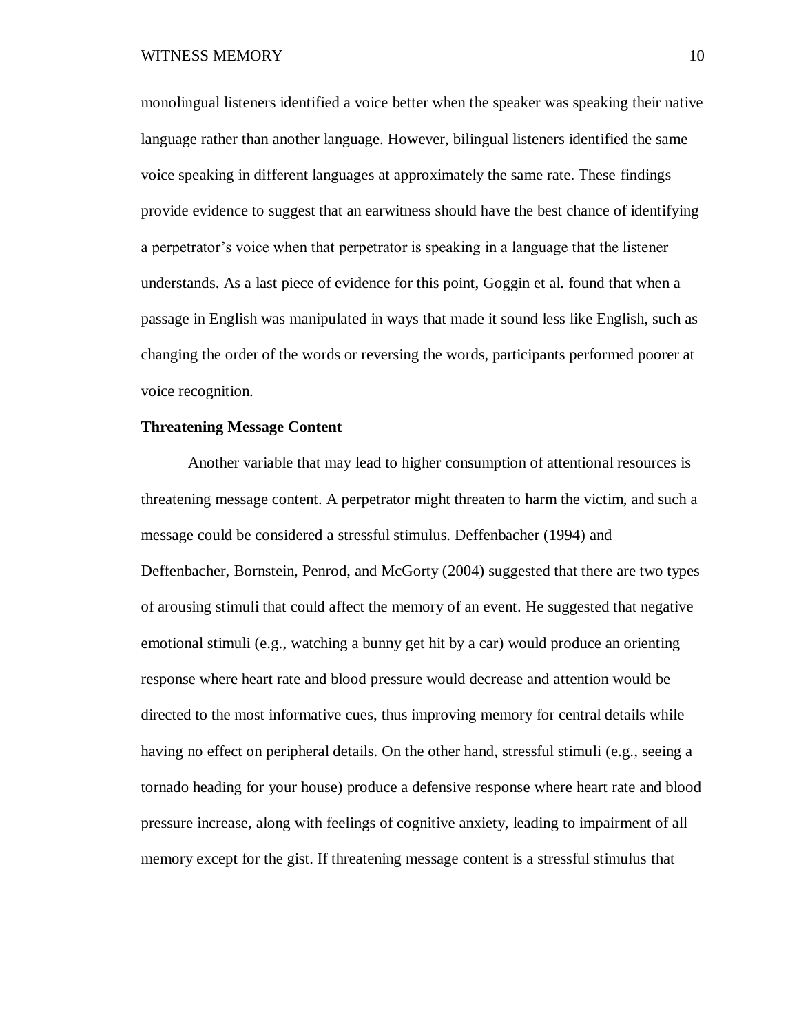monolingual listeners identified a voice better when the speaker was speaking their native language rather than another language. However, bilingual listeners identified the same voice speaking in different languages at approximately the same rate. These findings provide evidence to suggest that an earwitness should have the best chance of identifying a perpetrator's voice when that perpetrator is speaking in a language that the listener understands. As a last piece of evidence for this point, Goggin et al. found that when a passage in English was manipulated in ways that made it sound less like English, such as changing the order of the words or reversing the words, participants performed poorer at voice recognition.

**Threatening Message Content**

Another variable that may lead to higher consumption of attentional resources is threatening message content. A perpetrator might threaten to harm the victim, and such a message could be considered a stressful stimulus. Deffenbacher (1994) and Deffenbacher, Bornstein, Penrod, and McGorty (2004) suggested that there are two types of arousing stimuli that could affect the memory of an event. He suggested that negative emotional stimuli (e.g., watching a bunny get hit by a car) would produce an orienting response where heart rate and blood pressure would decrease and attention would be directed to the most informative cues, thus improving memory for central details while having no effect on peripheral details. On the other hand, stressful stimuli (e.g., seeing a tornado heading for your house) produce a defensive response where heart rate and blood pressure increase, along with feelings of cognitive anxiety, leading to impairment of all memory except for the gist. If threatening message content is a stressful stimulus that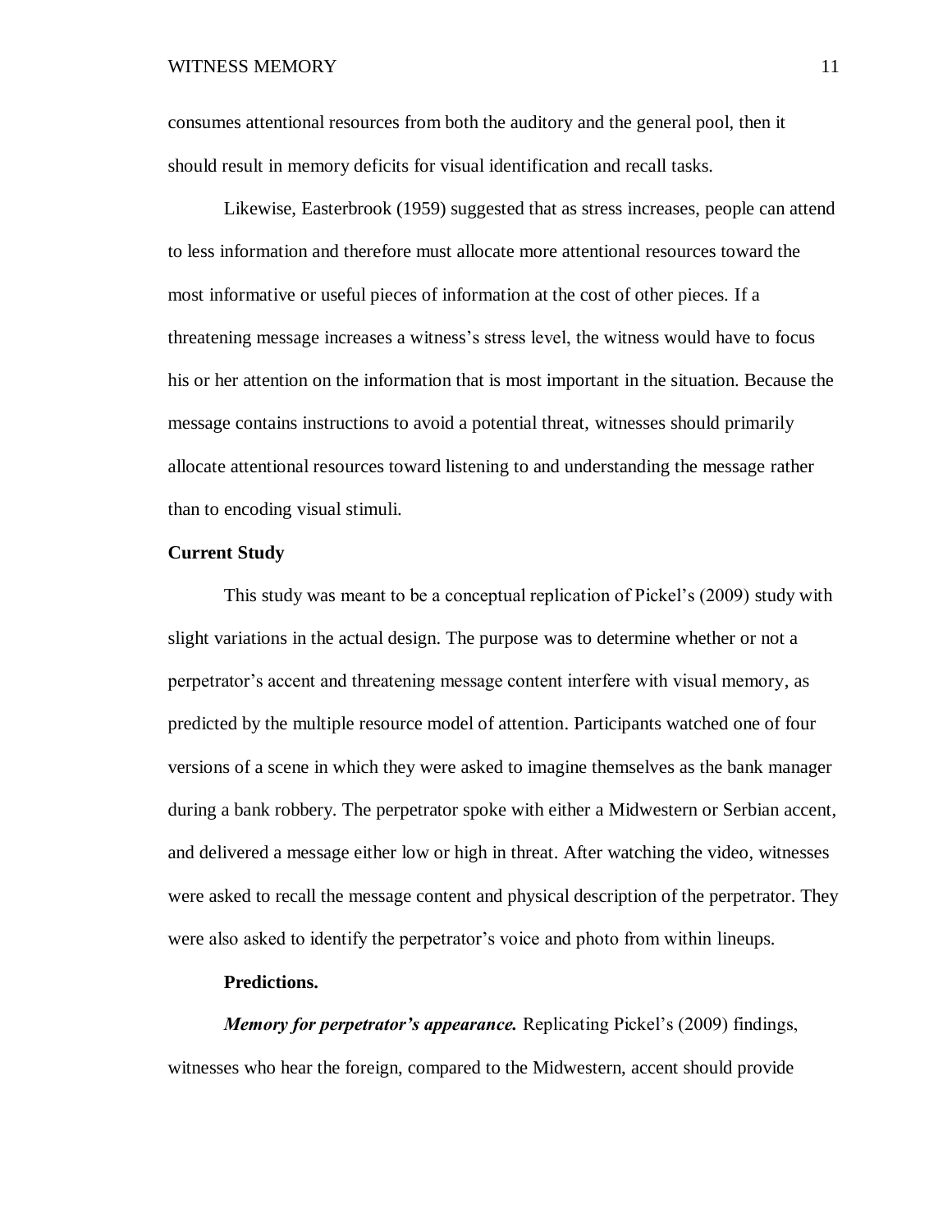consumes attentional resources from both the auditory and the general pool, then it should result in memory deficits for visual identification and recall tasks.

Likewise, Easterbrook (1959) suggested that as stress increases, people can attend to less information and therefore must allocate more attentional resources toward the most informative or useful pieces of information at the cost of other pieces. If a threatening message increases a witness's stress level, the witness would have to focus his or her attention on the information that is most important in the situation. Because the message contains instructions to avoid a potential threat, witnesses should primarily allocate attentional resources toward listening to and understanding the message rather than to encoding visual stimuli.

## Current Study

This study was meant to be a conceptual replication of Pickel's (2009) study with slight variations in the actual design. The purpose was to determine whether or not a perpetrator's accent and threatening message content interfere with visual memory, as predicted by the multiple resource model of attention. Participants watched one of four versions of a scene in which they were asked to imagine themselves as the bank manager during a bank robbery. The perpetrator spoke with either a Midwestern or Serbian accent, and delivered a message either low or high in threat. After watching the video, witnesses were asked to recall the message content and physical description of the perpetrator. They were also asked to identify the perpetrator's voice and photo from within lineups.

### Predictions.

***Memory for perpetrator's appearance.*** Replicating Pickel's (2009) findings, witnesses who hear the foreign, compared to the Midwestern, accent should provide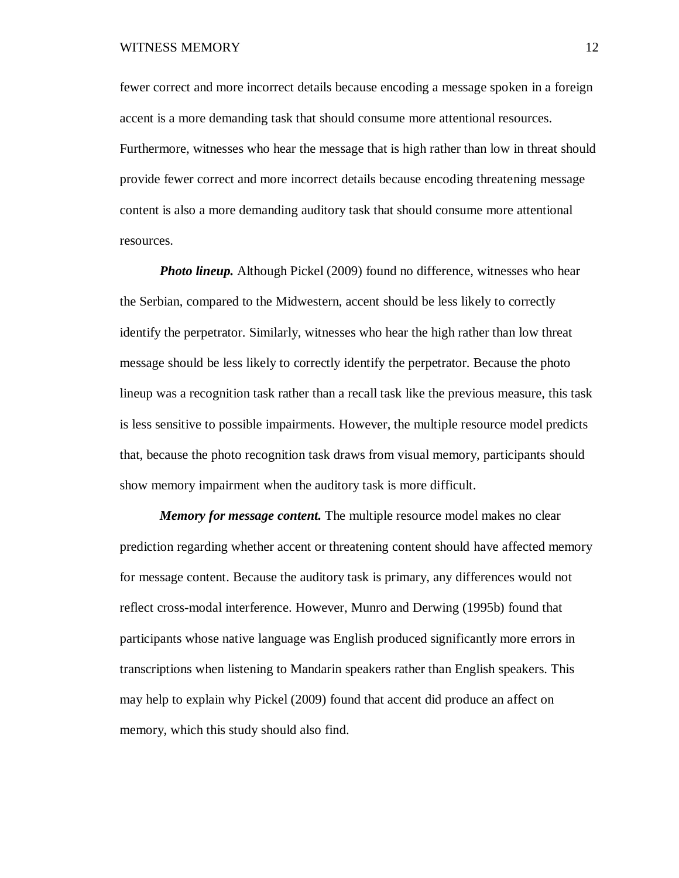fewer correct and more incorrect details because encoding a message spoken in a foreign accent is a more demanding task that should consume more attentional resources. Furthermore, witnesses who hear the message that is high rather than low in threat should provide fewer correct and more incorrect details because encoding threatening message content is also a more demanding auditory task that should consume more attentional resources.

***Photo lineup.*** Although Pickel (2009) found no difference, witnesses who hear the Serbian, compared to the Midwestern, accent should be less likely to correctly identify the perpetrator. Similarly, witnesses who hear the high rather than low threat message should be less likely to correctly identify the perpetrator. Because the photo lineup was a recognition task rather than a recall task like the previous measure, this task is less sensitive to possible impairments. However, the multiple resource model predicts that, because the photo recognition task draws from visual memory, participants should show memory impairment when the auditory task is more difficult.

***Memory for message content.*** The multiple resource model makes no clear prediction regarding whether accent or threatening content should have affected memory for message content. Because the auditory task is primary, any differences would not reflect cross-modal interference. However, Munro and Derwing (1995b) found that participants whose native language was English produced significantly more errors in transcriptions when listening to Mandarin speakers rather than English speakers. This may help to explain why Pickel (2009) found that accent did produce an affect on memory, which this study should also find.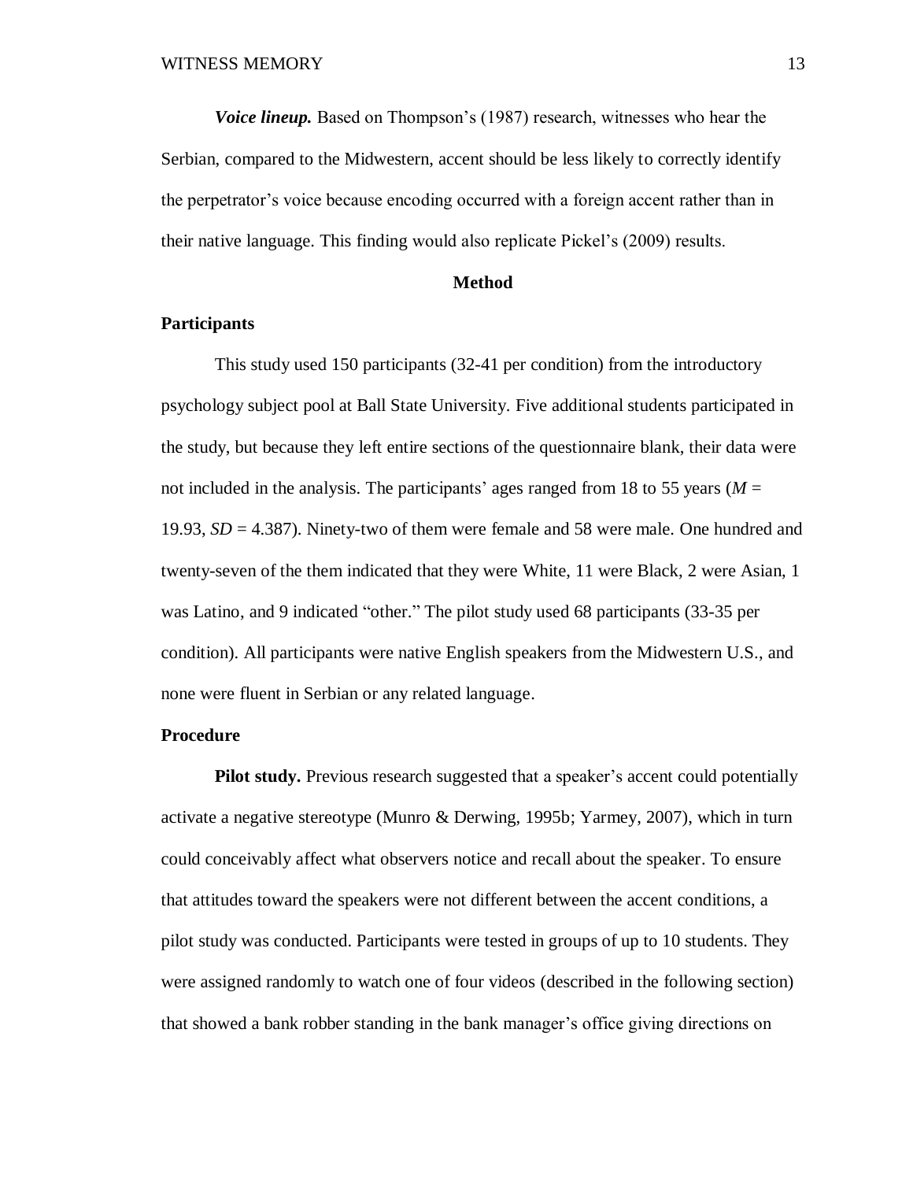***Voice lineup.*** Based on Thompson's (1987) research, witnesses who hear the Serbian, compared to the Midwestern, accent should be less likely to correctly identify the perpetrator's voice because encoding occurred with a foreign accent rather than in their native language. This finding would also replicate Pickel's (2009) results.

## Method

### Participants

This study used 150 participants (32-41 per condition) from the introductory psychology subject pool at Ball State University. Five additional students participated in the study, but because they left entire sections of the questionnaire blank, their data were not included in the analysis. The participants' ages ranged from 18 to 55 years ($M$ = 19.93, $SD$ = 4.387). Ninety-two of them were female and 58 were male. One hundred and twenty-seven of the them indicated that they were White, 11 were Black, 2 were Asian, 1 was Latino, and 9 indicated "other." The pilot study used 68 participants (33-35 per condition). All participants were native English speakers from the Midwestern U.S., and none were fluent in Serbian or any related language.

### Procedure

**Pilot study.** Previous research suggested that a speaker's accent could potentially activate a negative stereotype (Munro & Derwing, 1995b; Yarmey, 2007), which in turn could conceivably affect what observers notice and recall about the speaker. To ensure that attitudes toward the speakers were not different between the accent conditions, a pilot study was conducted. Participants were tested in groups of up to 10 students. They were assigned randomly to watch one of four videos (described in the following section) that showed a bank robber standing in the bank manager's office giving directions on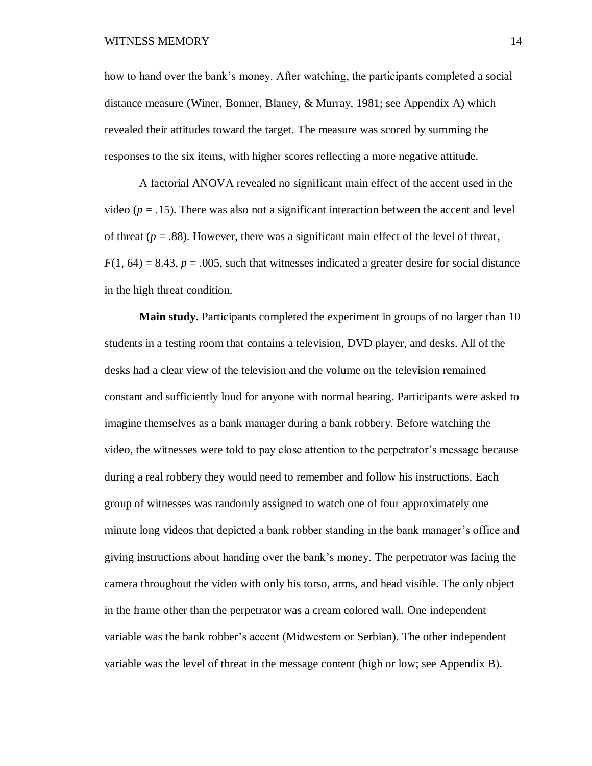how to hand over the bank's money. After watching, the participants completed a social distance measure (Winer, Bonner, Blaney, & Murray, 1981; see Appendix A) which revealed their attitudes toward the target. The measure was scored by summing the responses to the six items, with higher scores reflecting a more negative attitude.

A factorial ANOVA revealed no significant main effect of the accent used in the video ($p = .15$). There was also not a significant interaction between the accent and level of threat ($p = .88$). However, there was a significant main effect of the level of threat, $F(1, 64) = 8.43$, $p = .005$, such that witnesses indicated a greater desire for social distance in the high threat condition.

**Main study.** Participants completed the experiment in groups of no larger than 10 students in a testing room that contains a television, DVD player, and desks. All of the desks had a clear view of the television and the volume on the television remained constant and sufficiently loud for anyone with normal hearing. Participants were asked to imagine themselves as a bank manager during a bank robbery. Before watching the video, the witnesses were told to pay close attention to the perpetrator's message because during a real robbery they would need to remember and follow his instructions. Each group of witnesses was randomly assigned to watch one of four approximately one minute long videos that depicted a bank robber standing in the bank manager's office and giving instructions about handing over the bank's money. The perpetrator was facing the camera throughout the video with only his torso, arms, and head visible. The only object in the frame other than the perpetrator was a cream colored wall. One independent variable was the bank robber's accent (Midwestern or Serbian). The other independent variable was the level of threat in the message content (high or low; see Appendix B).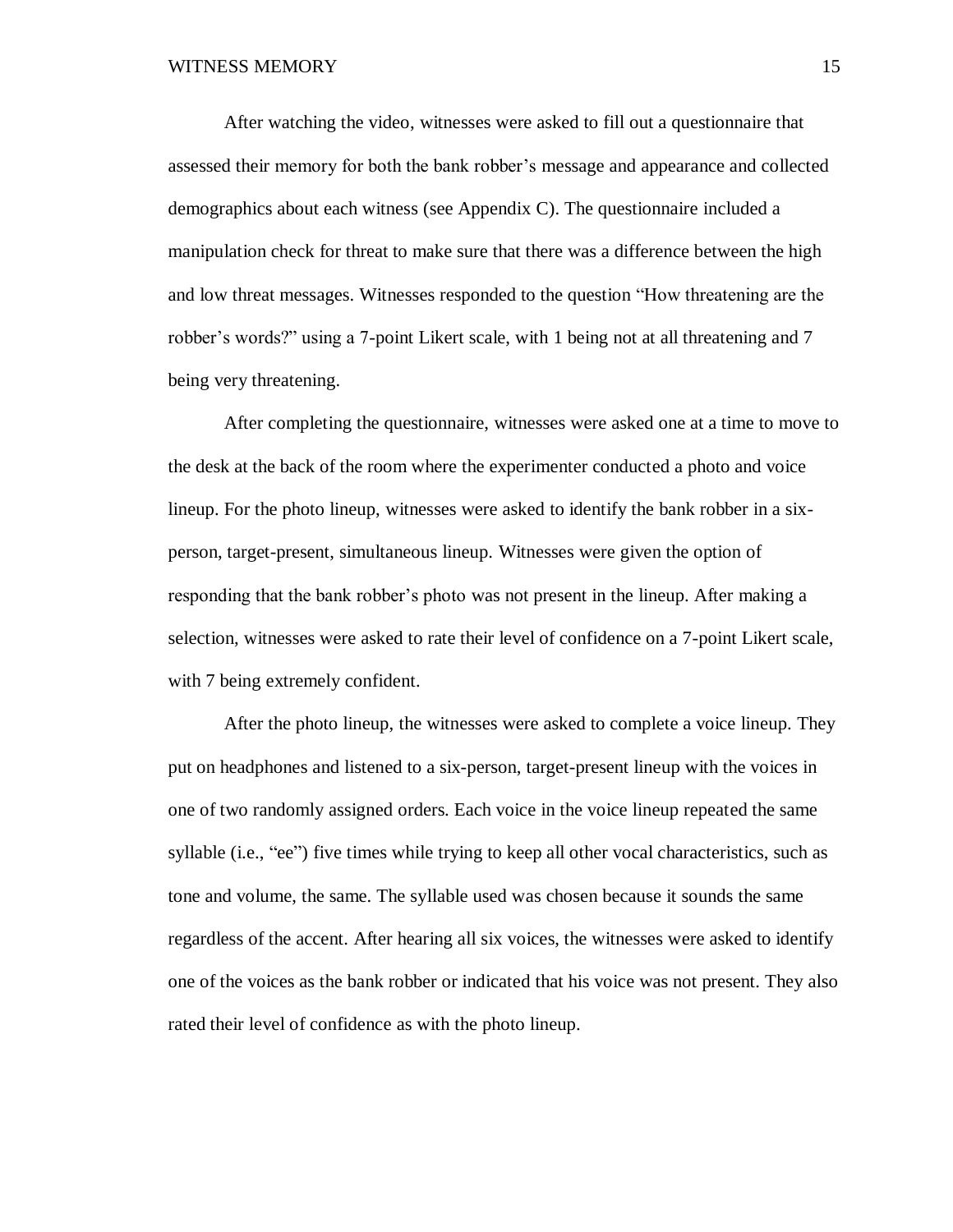After watching the video, witnesses were asked to fill out a questionnaire that assessed their memory for both the bank robber's message and appearance and collected demographics about each witness (see Appendix C). The questionnaire included a manipulation check for threat to make sure that there was a difference between the high and low threat messages. Witnesses responded to the question "How threatening are the robber's words?" using a 7-point Likert scale, with 1 being not at all threatening and 7 being very threatening.

After completing the questionnaire, witnesses were asked one at a time to move to the desk at the back of the room where the experimenter conducted a photo and voice lineup. For the photo lineup, witnesses were asked to identify the bank robber in a six-person, target-present, simultaneous lineup. Witnesses were given the option of responding that the bank robber's photo was not present in the lineup. After making a selection, witnesses were asked to rate their level of confidence on a 7-point Likert scale, with 7 being extremely confident.

After the photo lineup, the witnesses were asked to complete a voice lineup. They put on headphones and listened to a six-person, target-present lineup with the voices in one of two randomly assigned orders. Each voice in the voice lineup repeated the same syllable (i.e., "ee") five times while trying to keep all other vocal characteristics, such as tone and volume, the same. The syllable used was chosen because it sounds the same regardless of the accent. After hearing all six voices, the witnesses were asked to identify one of the voices as the bank robber or indicated that his voice was not present. They also rated their level of confidence as with the photo lineup.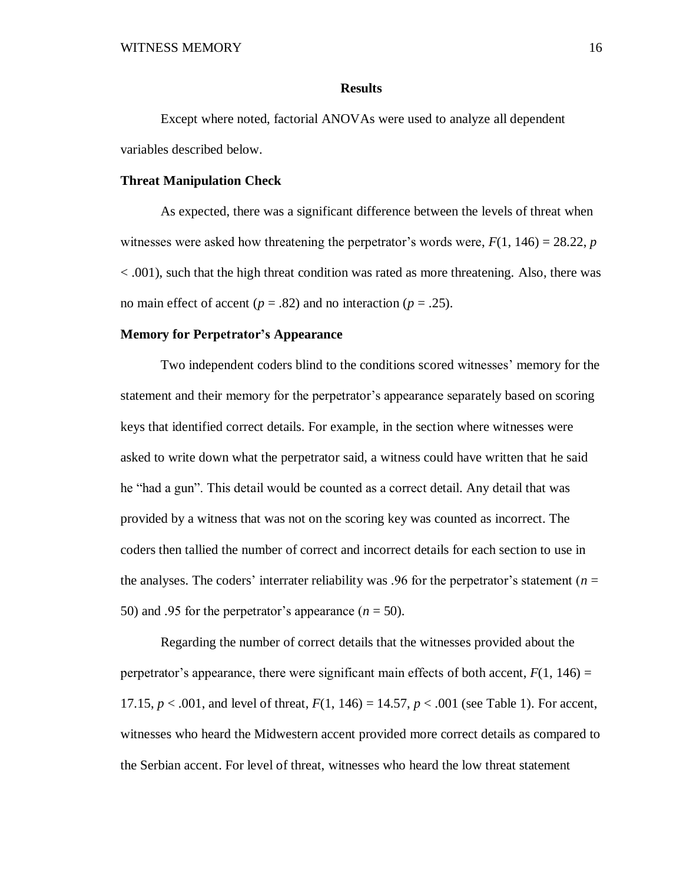## Results

Except where noted, factorial ANOVAs were used to analyze all dependent variables described below.

### Threat Manipulation Check

As expected, there was a significant difference between the levels of threat when witnesses were asked how threatening the perpetrator's words were, $F(1, 146) = 28.22$, $p < .001$), such that the high threat condition was rated as more threatening. Also, there was no main effect of accent ($p = .82$) and no interaction ($p = .25$).

### Memory for Perpetrator's Appearance

Two independent coders blind to the conditions scored witnesses' memory for the statement and their memory for the perpetrator's appearance separately based on scoring keys that identified correct details. For example, in the section where witnesses were asked to write down what the perpetrator said, a witness could have written that he said he "had a gun". This detail would be counted as a correct detail. Any detail that was provided by a witness that was not on the scoring key was counted as incorrect. The coders then tallied the number of correct and incorrect details for each section to use in the analyses. The coders' interrater reliability was .96 for the perpetrator's statement ($n = 50$) and .95 for the perpetrator's appearance ($n = 50$).

Regarding the number of correct details that the witnesses provided about the perpetrator's appearance, there were significant main effects of both accent, $F(1, 146) = 17.15$, $p < .001$, and level of threat, $F(1, 146) = 14.57$, $p < .001$ (see Table 1). For accent, witnesses who heard the Midwestern accent provided more correct details as compared to the Serbian accent. For level of threat, witnesses who heard the low threat statement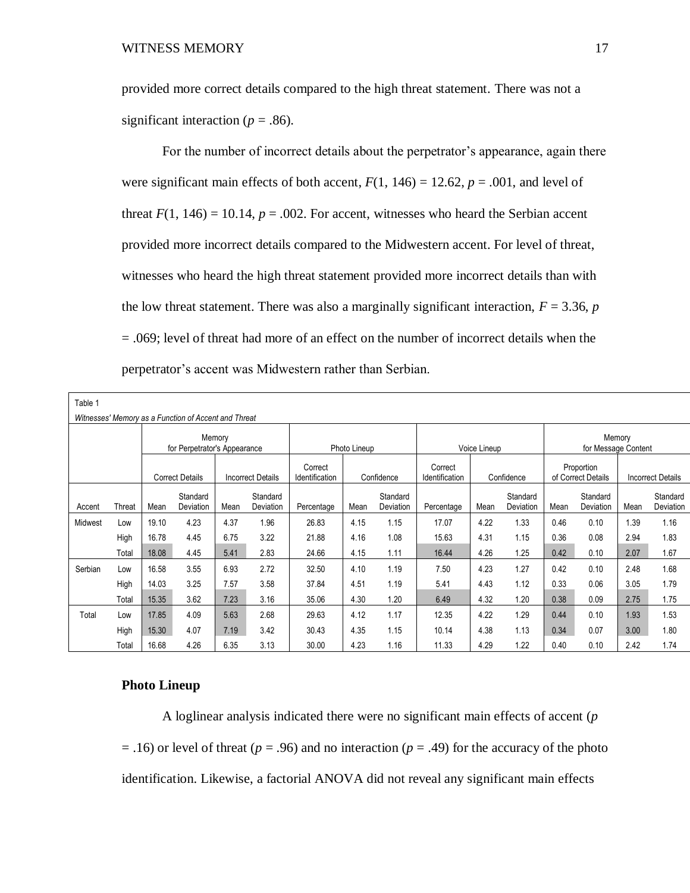provided more correct details compared to the high threat statement. There was not a significant interaction ($p$ = .86).

For the number of incorrect details about the perpetrator's appearance, again there were significant main effects of both accent, $F(1, 146) = 12.62$, $p = .001$, and level of threat $F(1, 146) = 10.14$, $p = .002$. For accent, witnesses who heard the Serbian accent provided more incorrect details compared to the Midwestern accent. For level of threat, witnesses who heard the high threat statement provided more incorrect details than with the low threat statement. There was also a marginally significant interaction, $F = 3.36$, $p = .069$; level of threat had more of an effect on the number of incorrect details when the perpetrator's accent was Midwestern rather than Serbian.

Table 1

*Witnesses' Memory as a Function of Accent and Threat*

| | | Memory for Perpetrator's Appearance | | | | Photo Lineup | | | Voice Lineup | | | Memory for Message Content | | | |
|---|---|---|---|---|---|---|---|---|---|---|---|---|---|---|---|
| | | Correct Details | | Incorrect Details | | Correct Identification | Confidence | | Correct Identification | Confidence | | Proportion of Correct Details | | Incorrect Details | |
| Accent | Threat | Mean | Standard Deviation | Mean | Standard Deviation | Percentage | Mean | Standard Deviation | Percentage | Mean | Standard Deviation | Mean | Standard Deviation | Mean | Standard Deviation |
| Midwest | Low | 19.10 | 4.23 | 4.37 | 1.96 | 26.83 | 4.15 | 1.15 | 17.07 | 4.22 | 1.33 | 0.46 | 0.10 | 1.39 | 1.16 |
| | High | 16.78 | 4.45 | 6.75 | 3.22 | 21.88 | 4.16 | 1.08 | 15.63 | 4.31 | 1.15 | 0.36 | 0.08 | 2.94 | 1.83 |
| | Total | 18.08 | 4.45 | 5.41 | 2.83 | 24.66 | 4.15 | 1.11 | 16.44 | 4.26 | 1.25 | 0.42 | 0.10 | 2.07 | 1.67 |
| Serbian | Low | 16.58 | 3.55 | 6.93 | 2.72 | 32.50 | 4.10 | 1.19 | 7.50 | 4.23 | 1.27 | 0.42 | 0.10 | 2.48 | 1.68 |
| | High | 14.03 | 3.25 | 7.57 | 3.58 | 37.84 | 4.51 | 1.19 | 5.41 | 4.43 | 1.12 | 0.33 | 0.06 | 3.05 | 1.79 |
| | Total | 15.35 | 3.62 | 7.23 | 3.16 | 35.06 | 4.30 | 1.20 | 6.49 | 4.32 | 1.20 | 0.38 | 0.09 | 2.75 | 1.75 |
| Total | Low | 17.85 | 4.09 | 5.63 | 2.68 | 29.63 | 4.12 | 1.17 | 12.35 | 4.22 | 1.29 | 0.44 | 0.10 | 1.93 | 1.53 |
| | High | 15.30 | 4.07 | 7.19 | 3.42 | 30.43 | 4.35 | 1.15 | 10.14 | 4.38 | 1.13 | 0.34 | 0.07 | 3.00 | 1.80 |
| | Total | 16.68 | 4.26 | 6.35 | 3.13 | 30.00 | 4.23 | 1.16 | 11.33 | 4.29 | 1.22 | 0.40 | 0.10 | 2.42 | 1.74 |

**Photo Lineup**

A loglinear analysis indicated there were no significant main effects of accent ($p$ = .16) or level of threat ($p$ = .96) and no interaction ($p$ = .49) for the accuracy of the photo identification. Likewise, a factorial ANOVA did not reveal any significant main effects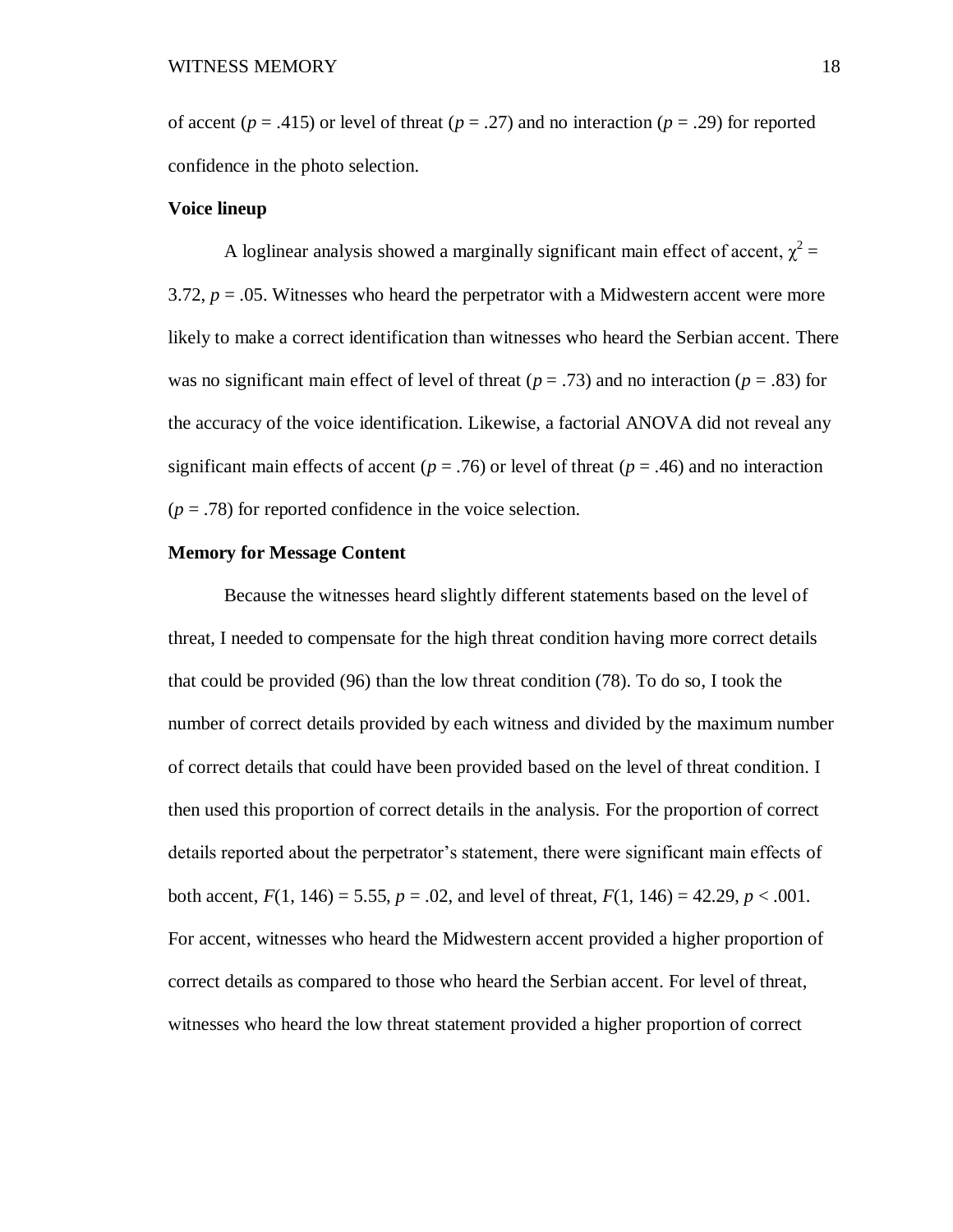of accent ($p$ = .415) or level of threat ($p$ = .27) and no interaction ($p$ = .29) for reported confidence in the photo selection.

### Voice lineup

A loglinear analysis showed a marginally significant main effect of accent, $\chi^2$ = 3.72, $p$ = .05. Witnesses who heard the perpetrator with a Midwestern accent were more likely to make a correct identification than witnesses who heard the Serbian accent. There was no significant main effect of level of threat ($p$ = .73) and no interaction ($p$ = .83) for the accuracy of the voice identification. Likewise, a factorial ANOVA did not reveal any significant main effects of accent ($p$ = .76) or level of threat ($p$ = .46) and no interaction ($p$ = .78) for reported confidence in the voice selection.

### Memory for Message Content

Because the witnesses heard slightly different statements based on the level of threat, I needed to compensate for the high threat condition having more correct details that could be provided (96) than the low threat condition (78). To do so, I took the number of correct details provided by each witness and divided by the maximum number of correct details that could have been provided based on the level of threat condition. I then used this proportion of correct details in the analysis. For the proportion of correct details reported about the perpetrator's statement, there were significant main effects of both accent, $F(1, 146) = 5.55$, $p$ = .02, and level of threat, $F(1, 146) = 42.29$, $p < .001$. For accent, witnesses who heard the Midwestern accent provided a higher proportion of correct details as compared to those who heard the Serbian accent. For level of threat, witnesses who heard the low threat statement provided a higher proportion of correct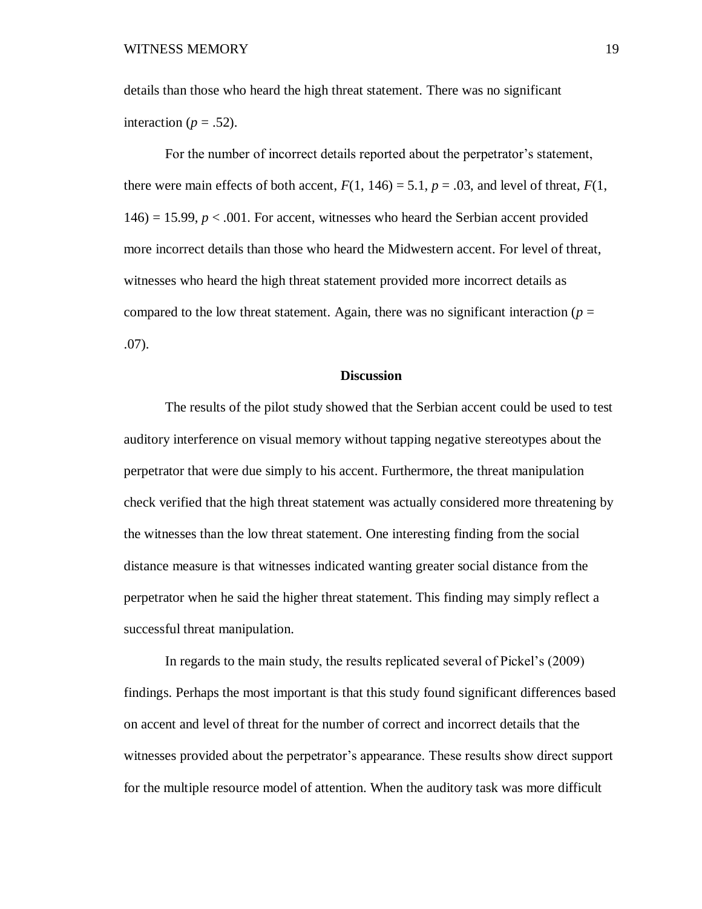details than those who heard the high threat statement. There was no significant interaction ($p = .52$).

For the number of incorrect details reported about the perpetrator's statement, there were main effects of both accent, $F(1, 146) = 5.1$, $p = .03$, and level of threat, $F(1, 146) = 15.99$, $p < .001$. For accent, witnesses who heard the Serbian accent provided more incorrect details than those who heard the Midwestern accent. For level of threat, witnesses who heard the high threat statement provided more incorrect details as compared to the low threat statement. Again, there was no significant interaction ($p = .07$).

## Discussion

The results of the pilot study showed that the Serbian accent could be used to test auditory interference on visual memory without tapping negative stereotypes about the perpetrator that were due simply to his accent. Furthermore, the threat manipulation check verified that the high threat statement was actually considered more threatening by the witnesses than the low threat statement. One interesting finding from the social distance measure is that witnesses indicated wanting greater social distance from the perpetrator when he said the higher threat statement. This finding may simply reflect a successful threat manipulation.

In regards to the main study, the results replicated several of Pickel's (2009) findings. Perhaps the most important is that this study found significant differences based on accent and level of threat for the number of correct and incorrect details that the witnesses provided about the perpetrator's appearance. These results show direct support for the multiple resource model of attention. When the auditory task was more difficult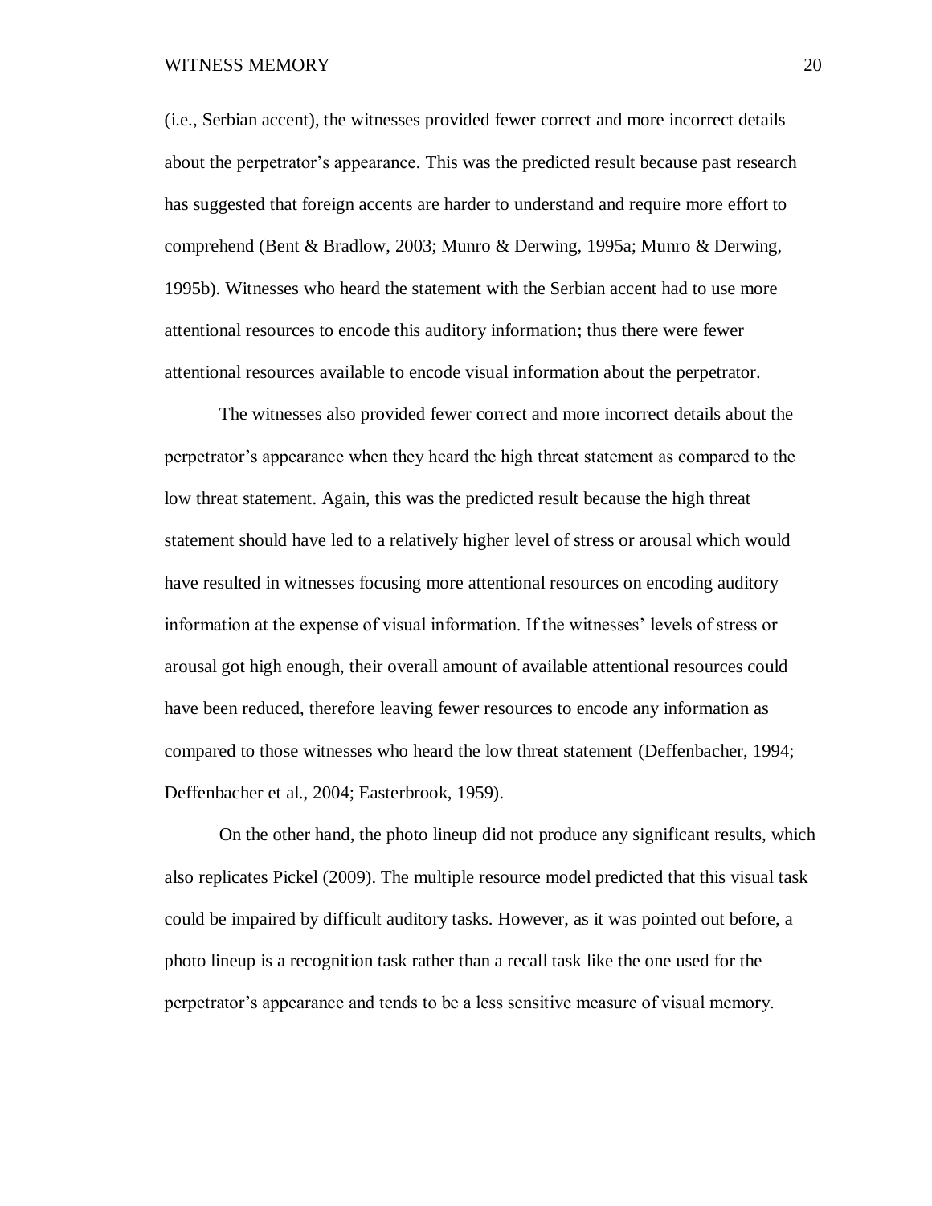(i.e., Serbian accent), the witnesses provided fewer correct and more incorrect details about the perpetrator's appearance. This was the predicted result because past research has suggested that foreign accents are harder to understand and require more effort to comprehend (Bent & Bradlow, 2003; Munro & Derwing, 1995a; Munro & Derwing, 1995b). Witnesses who heard the statement with the Serbian accent had to use more attentional resources to encode this auditory information; thus there were fewer attentional resources available to encode visual information about the perpetrator.

The witnesses also provided fewer correct and more incorrect details about the perpetrator's appearance when they heard the high threat statement as compared to the low threat statement. Again, this was the predicted result because the high threat statement should have led to a relatively higher level of stress or arousal which would have resulted in witnesses focusing more attentional resources on encoding auditory information at the expense of visual information. If the witnesses' levels of stress or arousal got high enough, their overall amount of available attentional resources could have been reduced, therefore leaving fewer resources to encode any information as compared to those witnesses who heard the low threat statement (Deffenbacher, 1994; Deffenbacher et al., 2004; Easterbrook, 1959).

On the other hand, the photo lineup did not produce any significant results, which also replicates Pickel (2009). The multiple resource model predicted that this visual task could be impaired by difficult auditory tasks. However, as it was pointed out before, a photo lineup is a recognition task rather than a recall task like the one used for the perpetrator's appearance and tends to be a less sensitive measure of visual memory.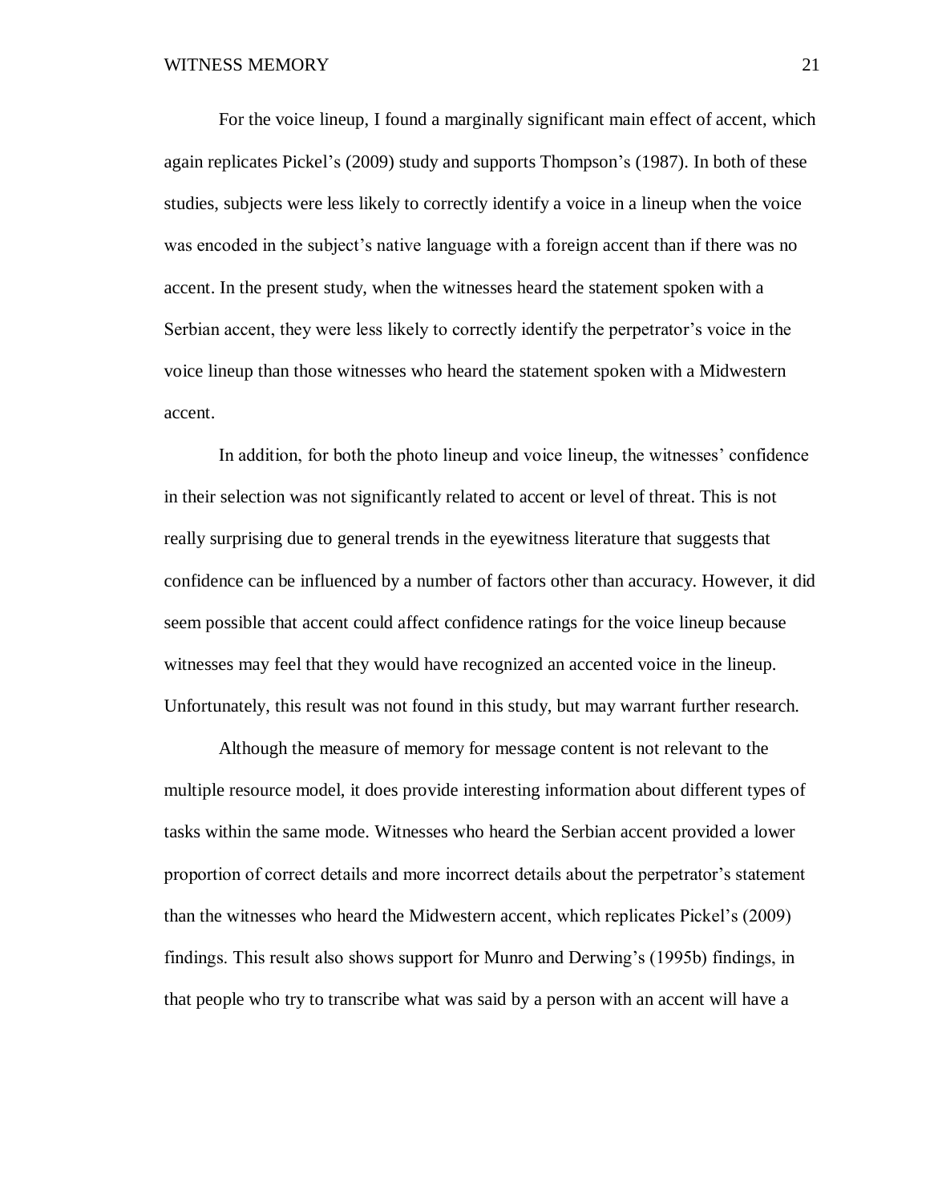For the voice lineup, I found a marginally significant main effect of accent, which again replicates Pickel's (2009) study and supports Thompson's (1987). In both of these studies, subjects were less likely to correctly identify a voice in a lineup when the voice was encoded in the subject's native language with a foreign accent than if there was no accent. In the present study, when the witnesses heard the statement spoken with a Serbian accent, they were less likely to correctly identify the perpetrator's voice in the voice lineup than those witnesses who heard the statement spoken with a Midwestern accent.

In addition, for both the photo lineup and voice lineup, the witnesses' confidence in their selection was not significantly related to accent or level of threat. This is not really surprising due to general trends in the eyewitness literature that suggests that confidence can be influenced by a number of factors other than accuracy. However, it did seem possible that accent could affect confidence ratings for the voice lineup because witnesses may feel that they would have recognized an accented voice in the lineup. Unfortunately, this result was not found in this study, but may warrant further research.

Although the measure of memory for message content is not relevant to the multiple resource model, it does provide interesting information about different types of tasks within the same mode. Witnesses who heard the Serbian accent provided a lower proportion of correct details and more incorrect details about the perpetrator's statement than the witnesses who heard the Midwestern accent, which replicates Pickel's (2009) findings. This result also shows support for Munro and Derwing's (1995b) findings, in that people who try to transcribe what was said by a person with an accent will have a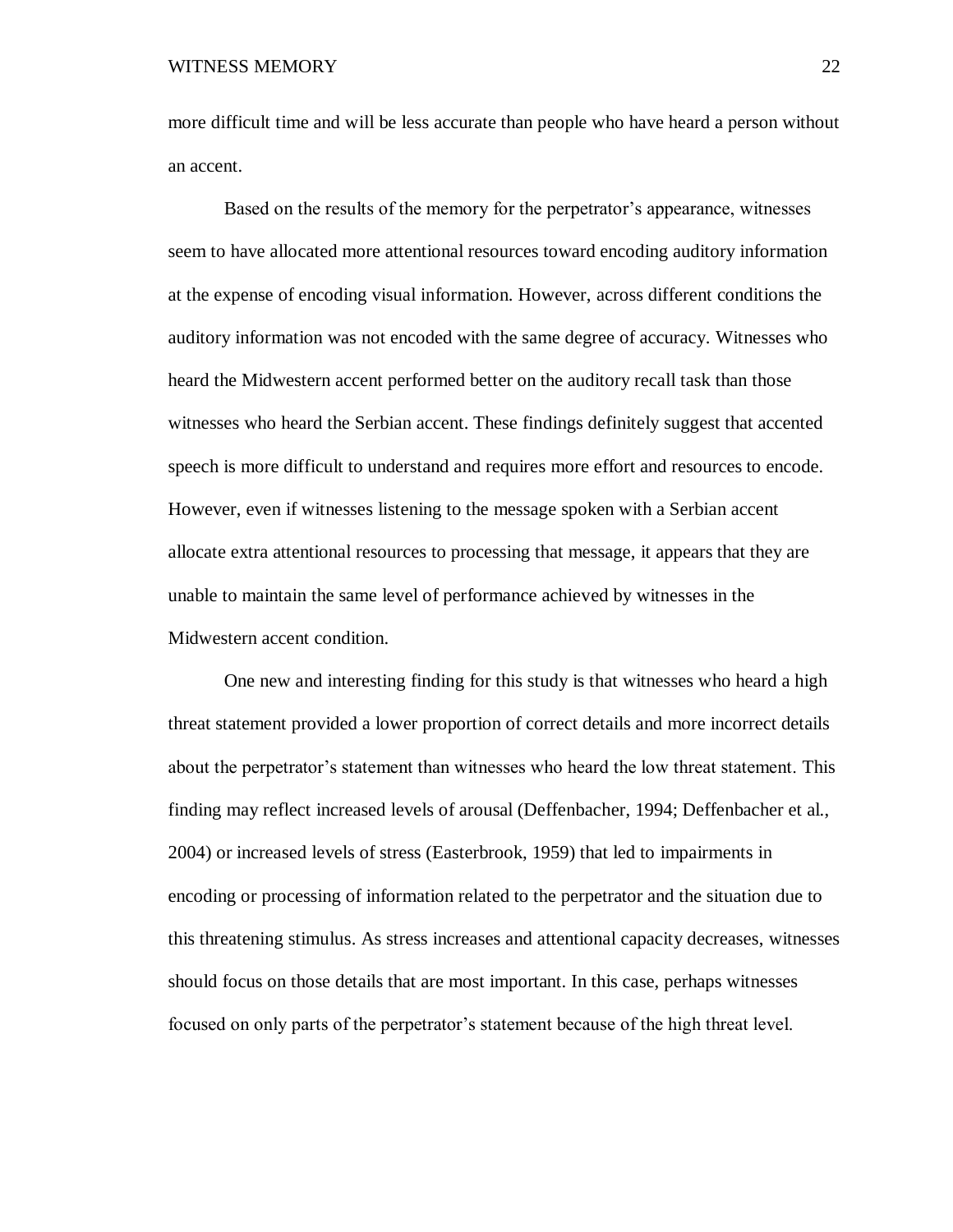more difficult time and will be less accurate than people who have heard a person without an accent.

Based on the results of the memory for the perpetrator's appearance, witnesses seem to have allocated more attentional resources toward encoding auditory information at the expense of encoding visual information. However, across different conditions the auditory information was not encoded with the same degree of accuracy. Witnesses who heard the Midwestern accent performed better on the auditory recall task than those witnesses who heard the Serbian accent. These findings definitely suggest that accented speech is more difficult to understand and requires more effort and resources to encode. However, even if witnesses listening to the message spoken with a Serbian accent allocate extra attentional resources to processing that message, it appears that they are unable to maintain the same level of performance achieved by witnesses in the Midwestern accent condition.

One new and interesting finding for this study is that witnesses who heard a high threat statement provided a lower proportion of correct details and more incorrect details about the perpetrator's statement than witnesses who heard the low threat statement. This finding may reflect increased levels of arousal (Deffenbacher, 1994; Deffenbacher et al., 2004) or increased levels of stress (Easterbrook, 1959) that led to impairments in encoding or processing of information related to the perpetrator and the situation due to this threatening stimulus. As stress increases and attentional capacity decreases, witnesses should focus on those details that are most important. In this case, perhaps witnesses focused on only parts of the perpetrator's statement because of the high threat level.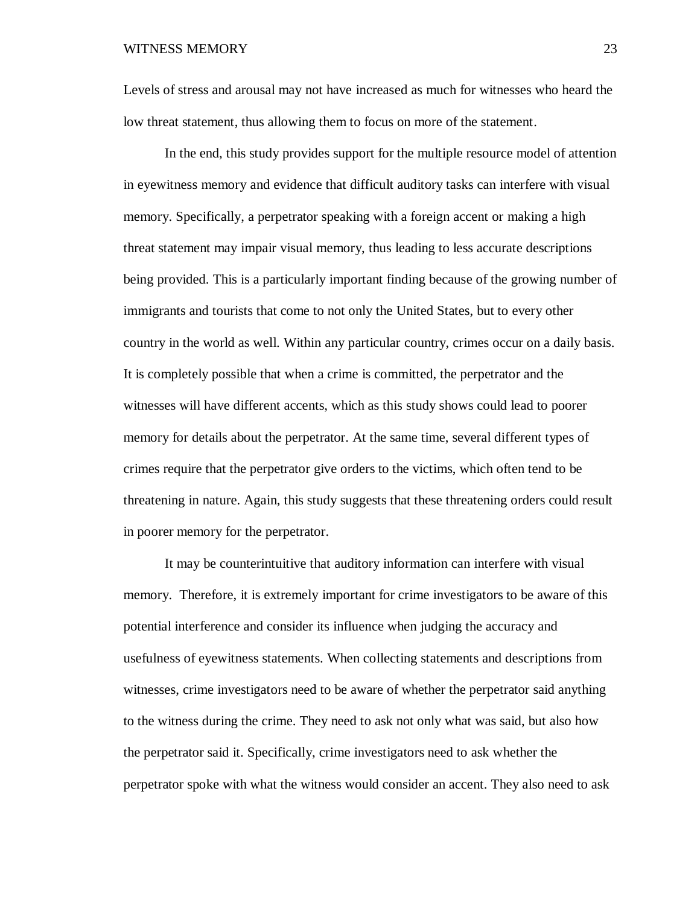Levels of stress and arousal may not have increased as much for witnesses who heard the low threat statement, thus allowing them to focus on more of the statement.

In the end, this study provides support for the multiple resource model of attention in eyewitness memory and evidence that difficult auditory tasks can interfere with visual memory. Specifically, a perpetrator speaking with a foreign accent or making a high threat statement may impair visual memory, thus leading to less accurate descriptions being provided. This is a particularly important finding because of the growing number of immigrants and tourists that come to not only the United States, but to every other country in the world as well. Within any particular country, crimes occur on a daily basis. It is completely possible that when a crime is committed, the perpetrator and the witnesses will have different accents, which as this study shows could lead to poorer memory for details about the perpetrator. At the same time, several different types of crimes require that the perpetrator give orders to the victims, which often tend to be threatening in nature. Again, this study suggests that these threatening orders could result in poorer memory for the perpetrator.

It may be counterintuitive that auditory information can interfere with visual memory. Therefore, it is extremely important for crime investigators to be aware of this potential interference and consider its influence when judging the accuracy and usefulness of eyewitness statements. When collecting statements and descriptions from witnesses, crime investigators need to be aware of whether the perpetrator said anything to the witness during the crime. They need to ask not only what was said, but also how the perpetrator said it. Specifically, crime investigators need to ask whether the perpetrator spoke with what the witness would consider an accent. They also need to ask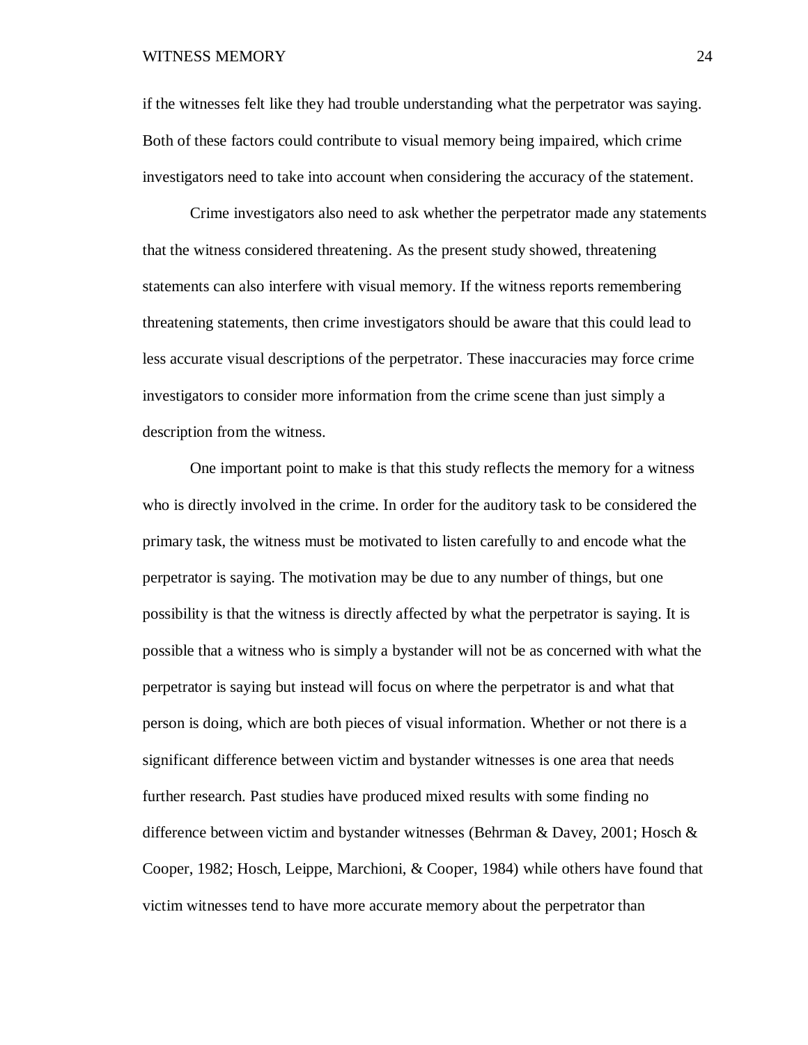if the witnesses felt like they had trouble understanding what the perpetrator was saying. Both of these factors could contribute to visual memory being impaired, which crime investigators need to take into account when considering the accuracy of the statement.

Crime investigators also need to ask whether the perpetrator made any statements that the witness considered threatening. As the present study showed, threatening statements can also interfere with visual memory. If the witness reports remembering threatening statements, then crime investigators should be aware that this could lead to less accurate visual descriptions of the perpetrator. These inaccuracies may force crime investigators to consider more information from the crime scene than just simply a description from the witness.

One important point to make is that this study reflects the memory for a witness who is directly involved in the crime. In order for the auditory task to be considered the primary task, the witness must be motivated to listen carefully to and encode what the perpetrator is saying. The motivation may be due to any number of things, but one possibility is that the witness is directly affected by what the perpetrator is saying. It is possible that a witness who is simply a bystander will not be as concerned with what the perpetrator is saying but instead will focus on where the perpetrator is and what that person is doing, which are both pieces of visual information. Whether or not there is a significant difference between victim and bystander witnesses is one area that needs further research. Past studies have produced mixed results with some finding no difference between victim and bystander witnesses (Behrman & Davey, 2001; Hosch & Cooper, 1982; Hosch, Leippe, Marchioni, & Cooper, 1984) while others have found that victim witnesses tend to have more accurate memory about the perpetrator than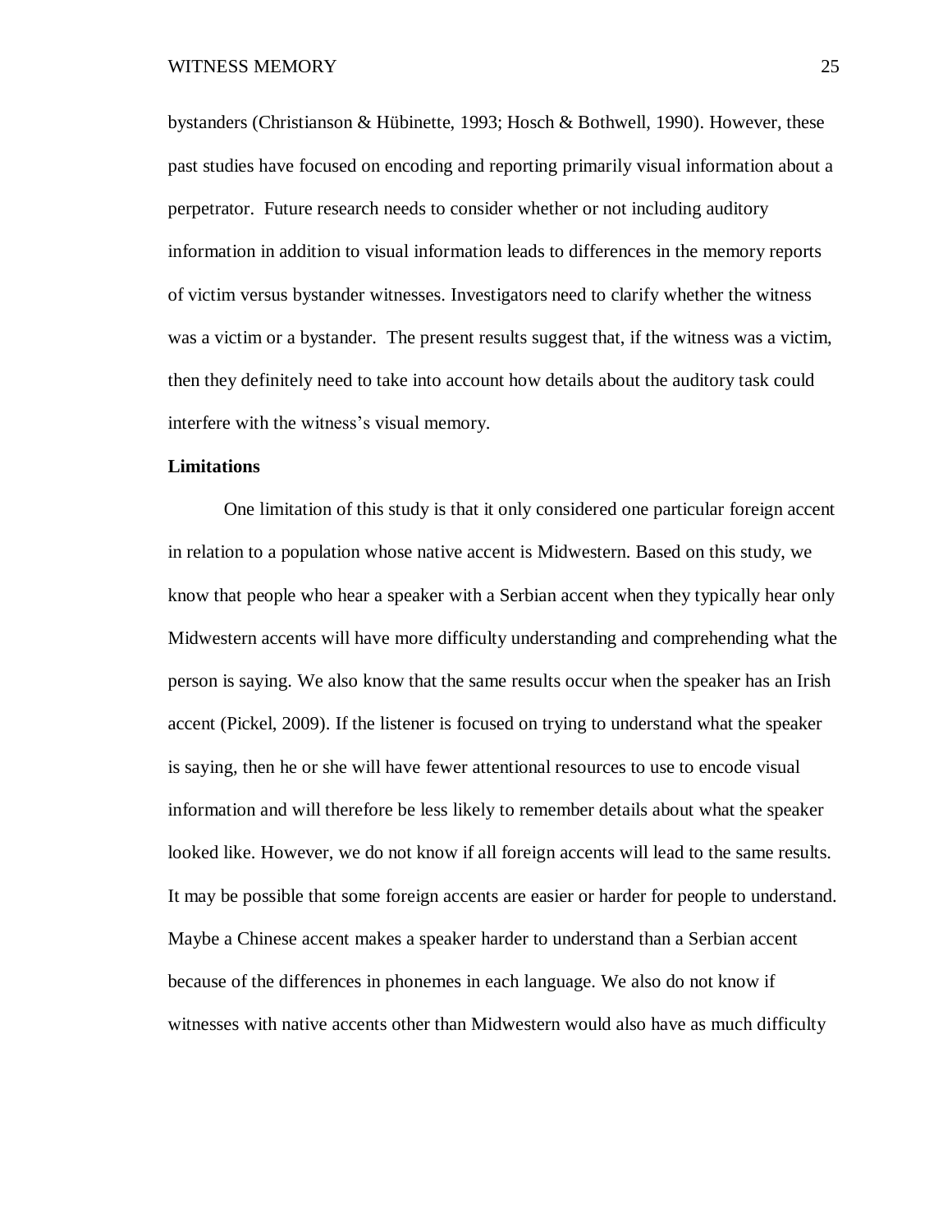bystanders (Christianson & Hübinette, 1993; Hosch & Bothwell, 1990). However, these past studies have focused on encoding and reporting primarily visual information about a perpetrator. Future research needs to consider whether or not including auditory information in addition to visual information leads to differences in the memory reports of victim versus bystander witnesses. Investigators need to clarify whether the witness was a victim or a bystander. The present results suggest that, if the witness was a victim, then they definitely need to take into account how details about the auditory task could interfere with the witness's visual memory.

**Limitations**

One limitation of this study is that it only considered one particular foreign accent in relation to a population whose native accent is Midwestern. Based on this study, we know that people who hear a speaker with a Serbian accent when they typically hear only Midwestern accents will have more difficulty understanding and comprehending what the person is saying. We also know that the same results occur when the speaker has an Irish accent (Pickel, 2009). If the listener is focused on trying to understand what the speaker is saying, then he or she will have fewer attentional resources to use to encode visual information and will therefore be less likely to remember details about what the speaker looked like. However, we do not know if all foreign accents will lead to the same results. It may be possible that some foreign accents are easier or harder for people to understand. Maybe a Chinese accent makes a speaker harder to understand than a Serbian accent because of the differences in phonemes in each language. We also do not know if witnesses with native accents other than Midwestern would also have as much difficulty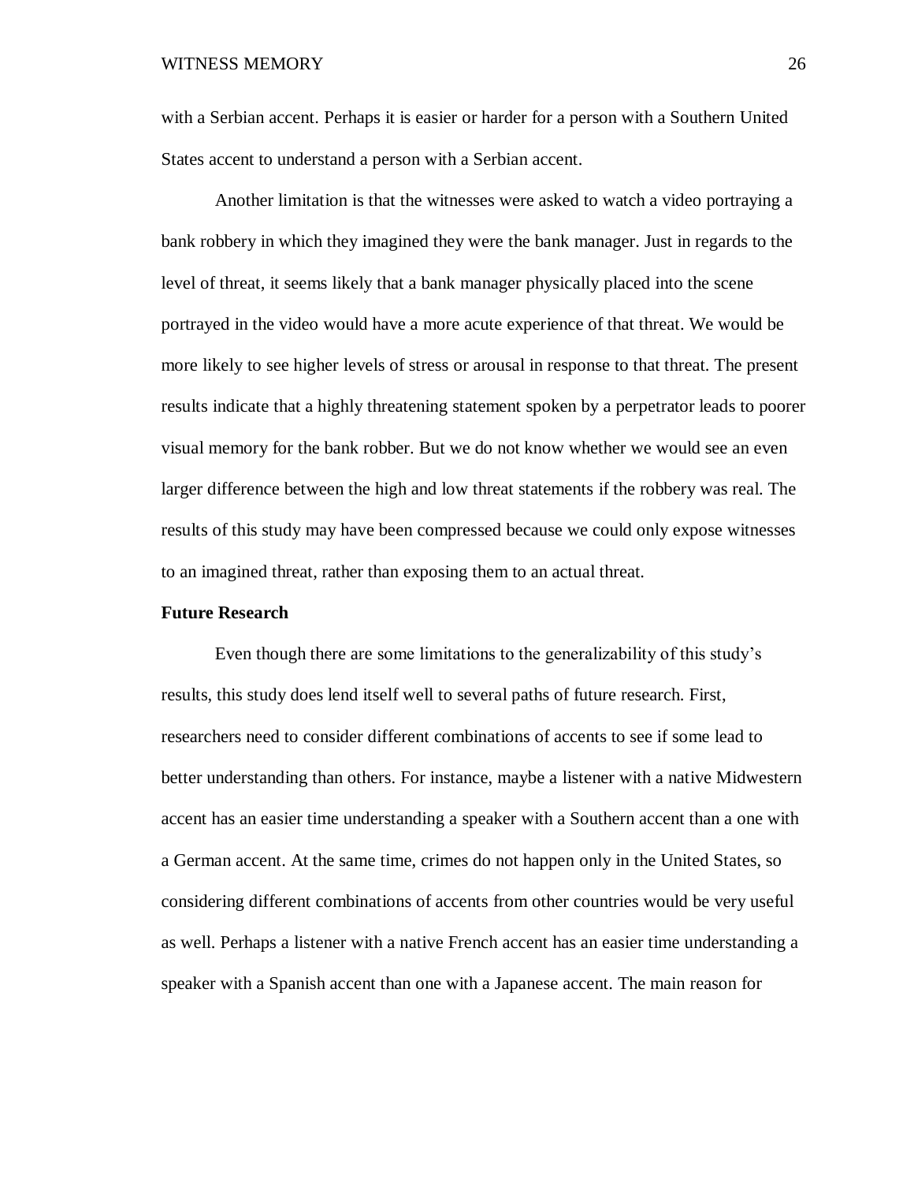with a Serbian accent. Perhaps it is easier or harder for a person with a Southern United States accent to understand a person with a Serbian accent.

Another limitation is that the witnesses were asked to watch a video portraying a bank robbery in which they imagined they were the bank manager. Just in regards to the level of threat, it seems likely that a bank manager physically placed into the scene portrayed in the video would have a more acute experience of that threat. We would be more likely to see higher levels of stress or arousal in response to that threat. The present results indicate that a highly threatening statement spoken by a perpetrator leads to poorer visual memory for the bank robber. But we do not know whether we would see an even larger difference between the high and low threat statements if the robbery was real. The results of this study may have been compressed because we could only expose witnesses to an imagined threat, rather than exposing them to an actual threat.

**Future Research**

Even though there are some limitations to the generalizability of this study's results, this study does lend itself well to several paths of future research. First, researchers need to consider different combinations of accents to see if some lead to better understanding than others. For instance, maybe a listener with a native Midwestern accent has an easier time understanding a speaker with a Southern accent than a one with a German accent. At the same time, crimes do not happen only in the United States, so considering different combinations of accents from other countries would be very useful as well. Perhaps a listener with a native French accent has an easier time understanding a speaker with a Spanish accent than one with a Japanese accent. The main reason for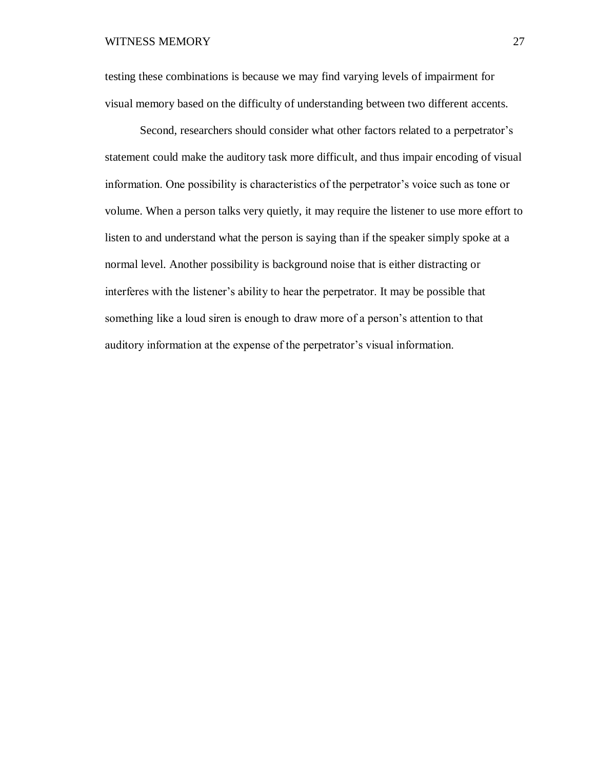testing these combinations is because we may find varying levels of impairment for visual memory based on the difficulty of understanding between two different accents.

Second, researchers should consider what other factors related to a perpetrator's statement could make the auditory task more difficult, and thus impair encoding of visual information. One possibility is characteristics of the perpetrator's voice such as tone or volume. When a person talks very quietly, it may require the listener to use more effort to listen to and understand what the person is saying than if the speaker simply spoke at a normal level. Another possibility is background noise that is either distracting or interferes with the listener's ability to hear the perpetrator. It may be possible that something like a loud siren is enough to draw more of a person's attention to that auditory information at the expense of the perpetrator's visual information.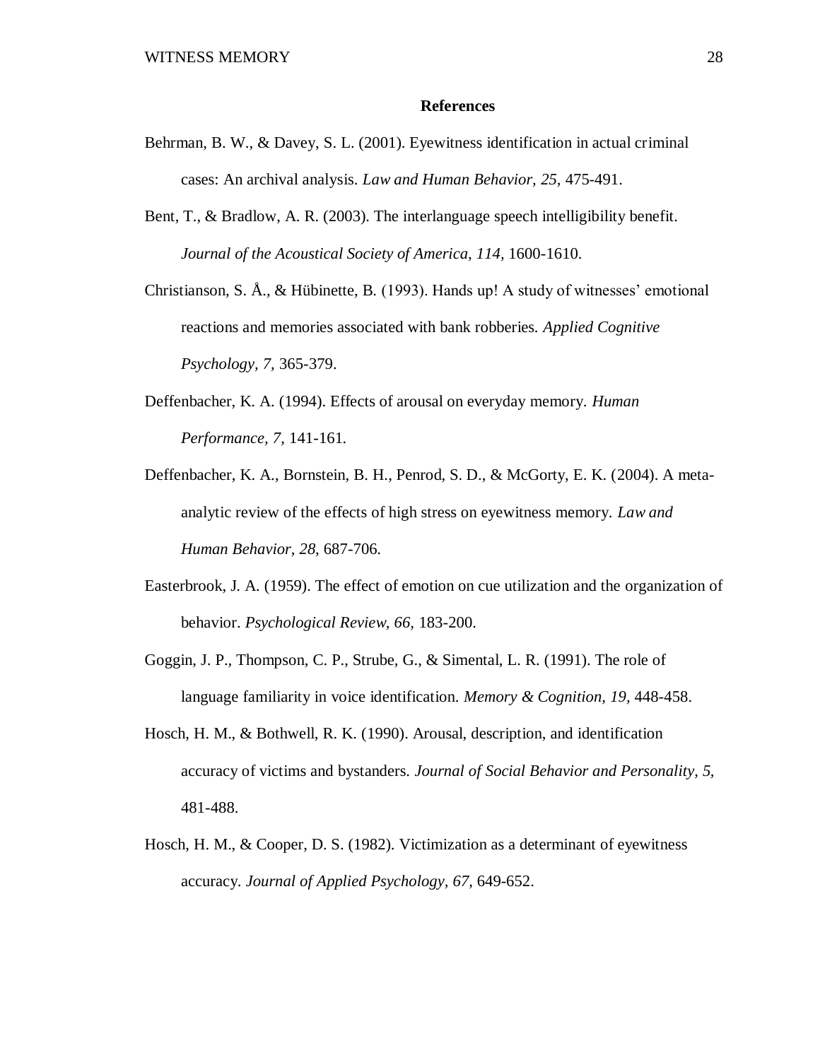**References**

Behrman, B. W., & Davey, S. L. (2001). Eyewitness identification in actual criminal cases: An archival analysis. *Law and Human Behavior, 25,* 475-491.

Bent, T., & Bradlow, A. R. (2003). The interlanguage speech intelligibility benefit. *Journal of the Acoustical Society of America, 114,* 1600-1610.

Christianson, S. Å., & Hübinette, B. (1993). Hands up! A study of witnesses' emotional reactions and memories associated with bank robberies. *Applied Cognitive Psychology, 7,* 365-379.

Deffenbacher, K. A. (1994). Effects of arousal on everyday memory. *Human Performance, 7,* 141-161.

Deffenbacher, K. A., Bornstein, B. H., Penrod, S. D., & McGorty, E. K. (2004). A meta-analytic review of the effects of high stress on eyewitness memory. *Law and Human Behavior, 28,* 687-706.

Easterbrook, J. A. (1959). The effect of emotion on cue utilization and the organization of behavior. *Psychological Review, 66,* 183-200.

Goggin, J. P., Thompson, C. P., Strube, G., & Simental, L. R. (1991). The role of language familiarity in voice identification. *Memory & Cognition, 19,* 448-458.

Hosch, H. M., & Bothwell, R. K. (1990). Arousal, description, and identification accuracy of victims and bystanders. *Journal of Social Behavior and Personality, 5,* 481-488.

Hosch, H. M., & Cooper, D. S. (1982). Victimization as a determinant of eyewitness accuracy. *Journal of Applied Psychology, 67,* 649-652.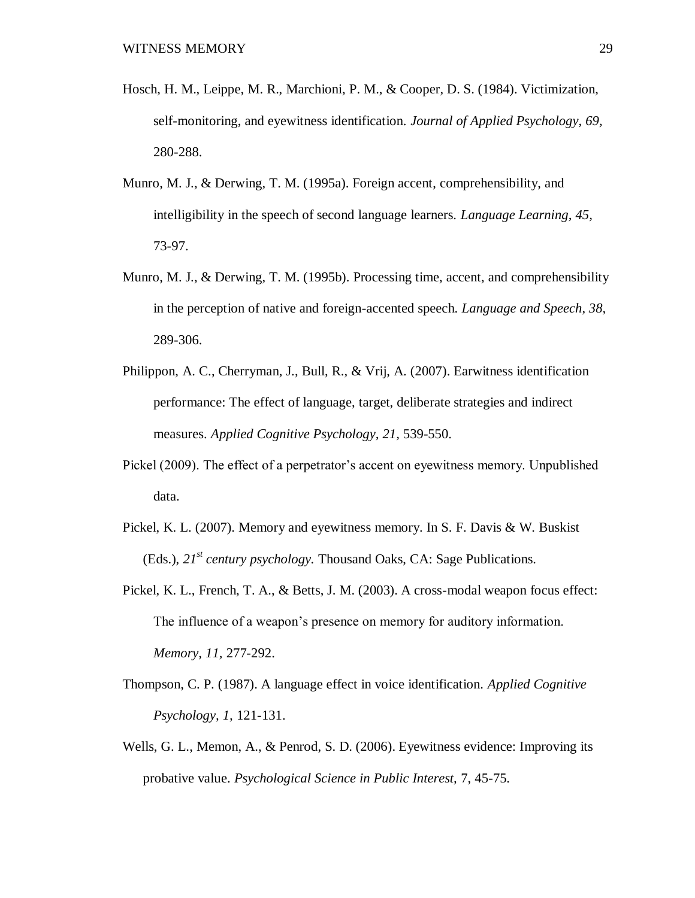Hosch, H. M., Leippe, M. R., Marchioni, P. M., & Cooper, D. S. (1984). Victimization, self-monitoring, and eyewitness identification. *Journal of Applied Psychology, 69,* 280-288.

Munro, M. J., & Derwing, T. M. (1995a). Foreign accent, comprehensibility, and intelligibility in the speech of second language learners. *Language Learning, 45,* 73-97.

Munro, M. J., & Derwing, T. M. (1995b). Processing time, accent, and comprehensibility in the perception of native and foreign-accented speech. *Language and Speech, 38,* 289-306.

Philippon, A. C., Cherryman, J., Bull, R., & Vrij, A. (2007). Earwitness identification performance: The effect of language, target, deliberate strategies and indirect measures. *Applied Cognitive Psychology, 21,* 539-550.

Pickel (2009). The effect of a perpetrator's accent on eyewitness memory. Unpublished data.

Pickel, K. L. (2007). Memory and eyewitness memory. In S. F. Davis & W. Buskist (Eds.), *21st century psychology.* Thousand Oaks, CA: Sage Publications.

Pickel, K. L., French, T. A., & Betts, J. M. (2003). A cross-modal weapon focus effect: The influence of a weapon's presence on memory for auditory information. *Memory, 11,* 277-292.

Thompson, C. P. (1987). A language effect in voice identification. *Applied Cognitive Psychology, 1,* 121-131.

Wells, G. L., Memon, A., & Penrod, S. D. (2006). Eyewitness evidence: Improving its probative value. *Psychological Science in Public Interest,* 7, 45-75.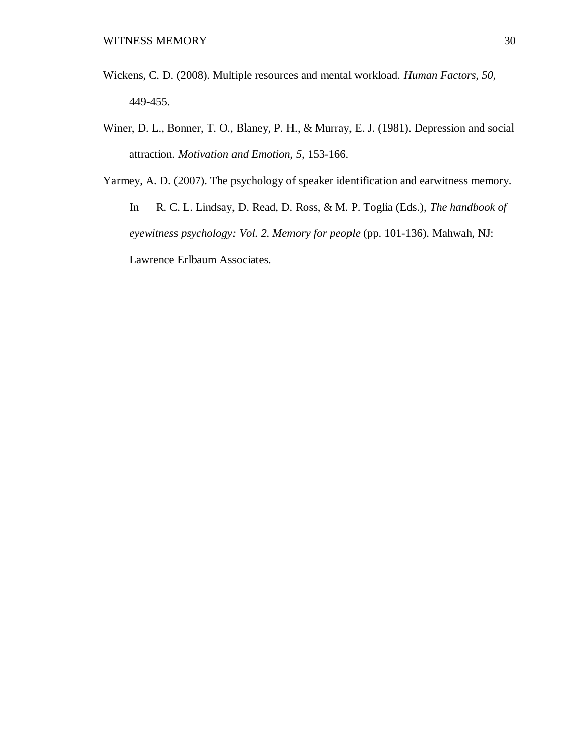Wickens, C. D. (2008). Multiple resources and mental workload. *Human Factors, 50,* 449-455.

Winer, D. L., Bonner, T. O., Blaney, P. H., & Murray, E. J. (1981). Depression and social attraction. *Motivation and Emotion, 5,* 153-166.

Yarmey, A. D. (2007). The psychology of speaker identification and earwitness memory. In R. C. L. Lindsay, D. Read, D. Ross, & M. P. Toglia (Eds.), *The handbook of eyewitness psychology: Vol. 2. Memory for people* (pp. 101-136). Mahwah, NJ: Lawrence Erlbaum Associates.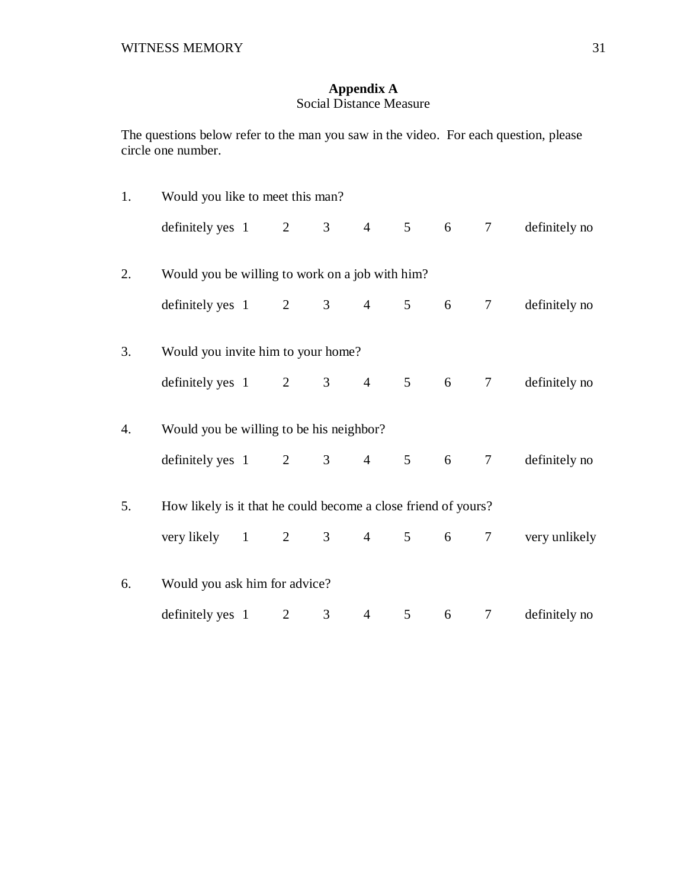# Appendix A

## Social Distance Measure

The questions below refer to the man you saw in the video. For each question, please circle one number.

1. Would you like to meet this man?

   definitely yes 1 2 3 4 5 6 7 definitely no

2. Would you be willing to work on a job with him?

   definitely yes 1 2 3 4 5 6 7 definitely no

3. Would you invite him to your home?

   definitely yes 1 2 3 4 5 6 7 definitely no

4. Would you be willing to be his neighbor?

   definitely yes 1 2 3 4 5 6 7 definitely no

5. How likely is it that he could become a close friend of yours?

   very likely 1 2 3 4 5 6 7 very unlikely

6. Would you ask him for advice?

   definitely yes 1 2 3 4 5 6 7 definitely no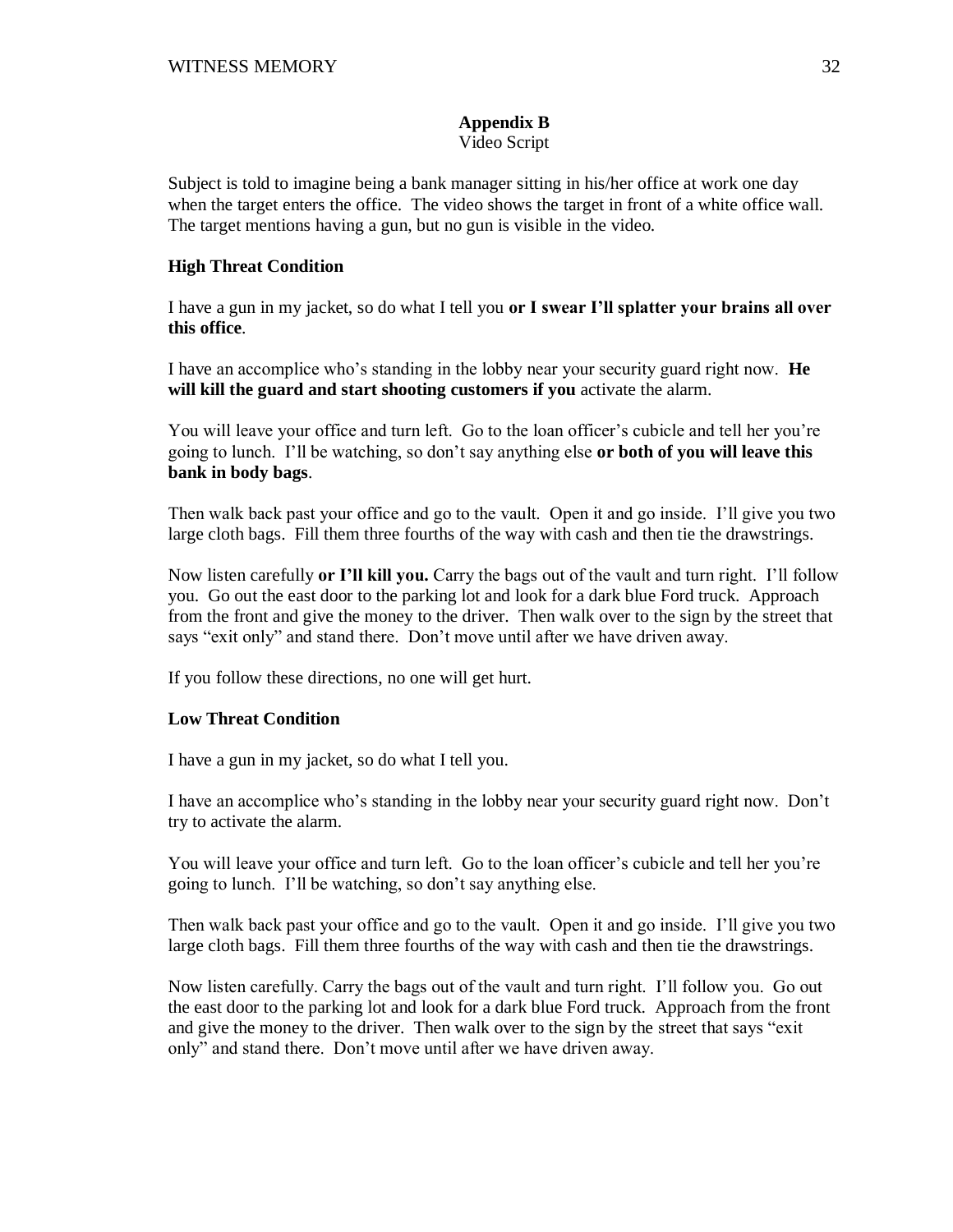## Appendix B

Video Script

Subject is told to imagine being a bank manager sitting in his/her office at work one day when the target enters the office. The video shows the target in front of a white office wall. The target mentions having a gun, but no gun is visible in the video.

### High Threat Condition

I have a gun in my jacket, so do what I tell you **or I swear I'll splatter your brains all over this office**.

I have an accomplice who's standing in the lobby near your security guard right now. **He will kill the guard and start shooting customers if you** activate the alarm.

You will leave your office and turn left. Go to the loan officer's cubicle and tell her you're going to lunch. I'll be watching, so don't say anything else **or both of you will leave this bank in body bags**.

Then walk back past your office and go to the vault. Open it and go inside. I'll give you two large cloth bags. Fill them three fourths of the way with cash and then tie the drawstrings.

Now listen carefully **or I'll kill you.** Carry the bags out of the vault and turn right. I'll follow you. Go out the east door to the parking lot and look for a dark blue Ford truck. Approach from the front and give the money to the driver. Then walk over to the sign by the street that says "exit only" and stand there. Don't move until after we have driven away.

If you follow these directions, no one will get hurt.

### Low Threat Condition

I have a gun in my jacket, so do what I tell you.

I have an accomplice who's standing in the lobby near your security guard right now. Don't try to activate the alarm.

You will leave your office and turn left. Go to the loan officer's cubicle and tell her you're going to lunch. I'll be watching, so don't say anything else.

Then walk back past your office and go to the vault. Open it and go inside. I'll give you two large cloth bags. Fill them three fourths of the way with cash and then tie the drawstrings.

Now listen carefully. Carry the bags out of the vault and turn right. I'll follow you. Go out the east door to the parking lot and look for a dark blue Ford truck. Approach from the front and give the money to the driver. Then walk over to the sign by the street that says "exit only" and stand there. Don't move until after we have driven away.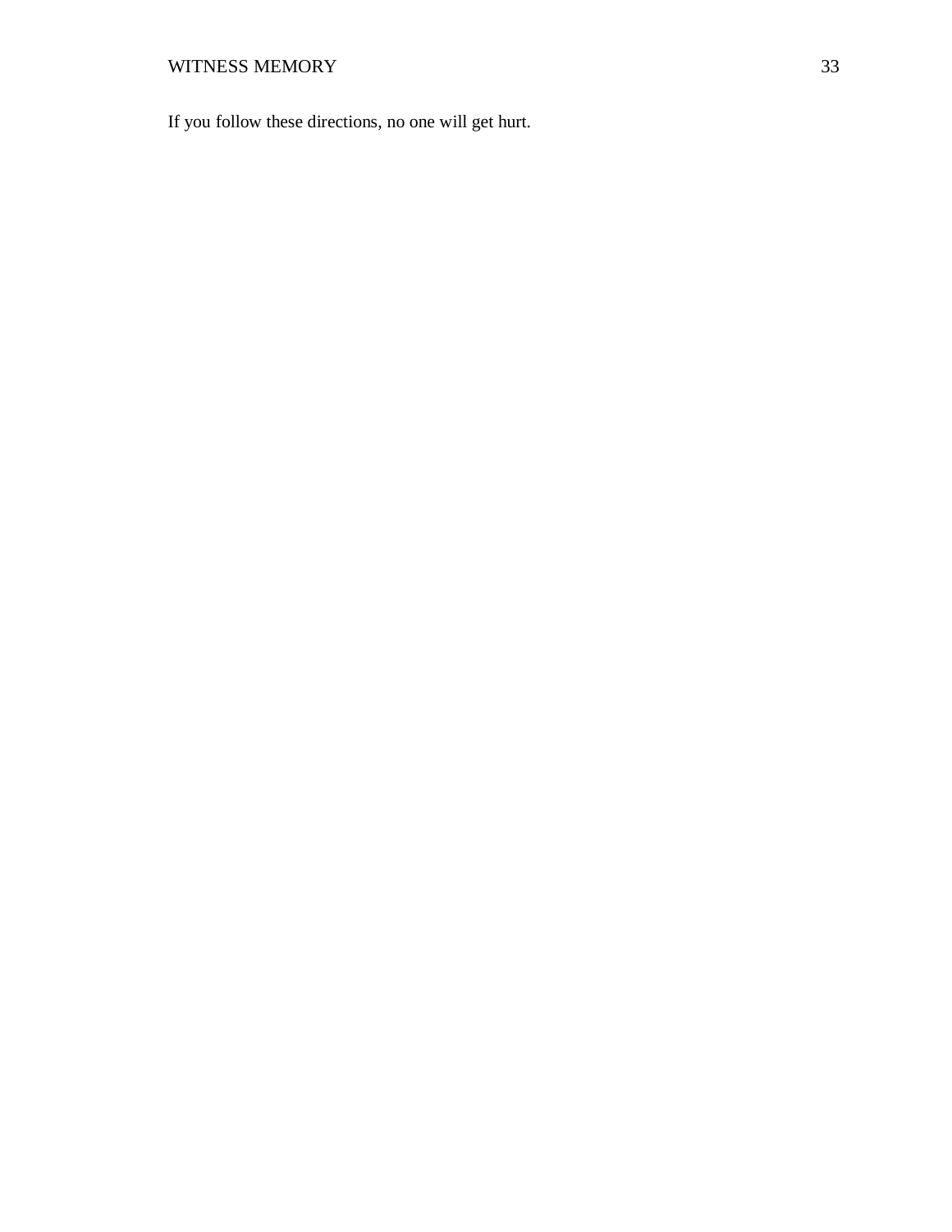If you follow these directions, no one will get hurt.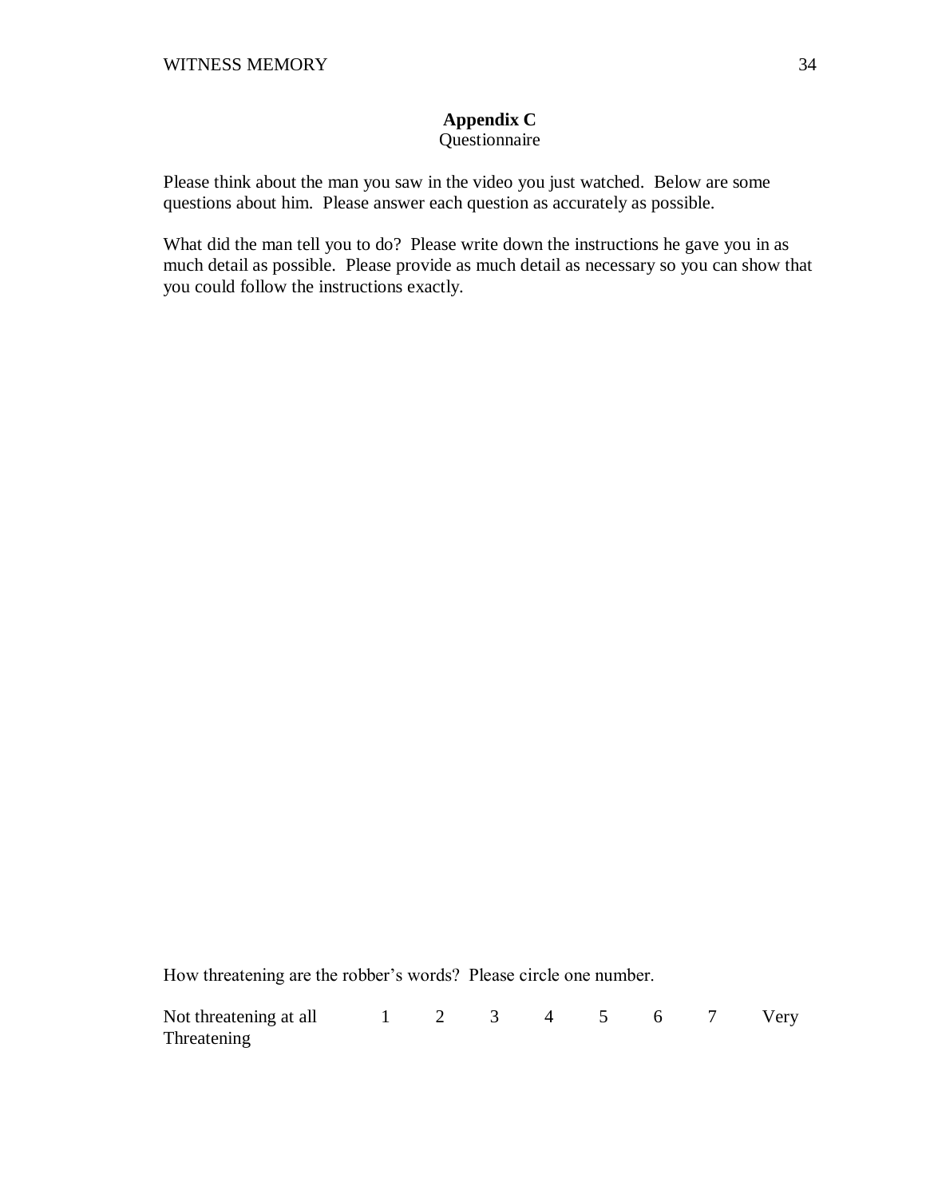## Appendix C

Questionnaire

Please think about the man you saw in the video you just watched. Below are some questions about him. Please answer each question as accurately as possible.

What did the man tell you to do? Please write down the instructions he gave you in as much detail as possible. Please provide as much detail as necessary so you can show that you could follow the instructions exactly.

How threatening are the robber's words? Please circle one number.

Not threatening at all 1 2 3 4 5 6 7 Very Threatening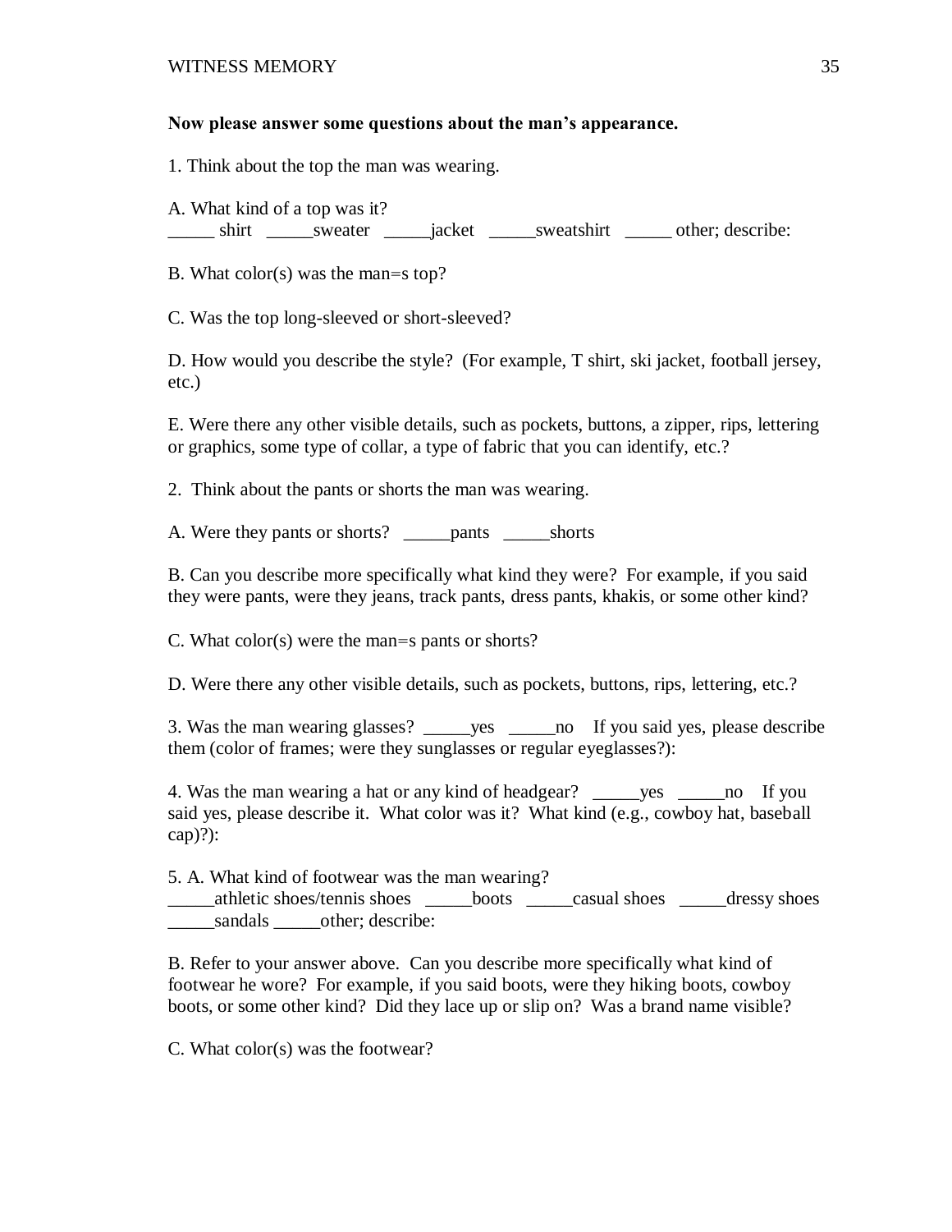**Now please answer some questions about the man's appearance.**

1. Think about the top the man was wearing.

A. What kind of a top was it?
_____ shirt _____sweater _____jacket _____sweatshirt _____ other; describe:

B. What color(s) was the man=s top?

C. Was the top long-sleeved or short-sleeved?

D. How would you describe the style? (For example, T shirt, ski jacket, football jersey, etc.)

E. Were there any other visible details, such as pockets, buttons, a zipper, rips, lettering or graphics, some type of collar, a type of fabric that you can identify, etc.?

2. Think about the pants or shorts the man was wearing.

A. Were they pants or shorts? _____pants _____shorts

B. Can you describe more specifically what kind they were? For example, if you said they were pants, were they jeans, track pants, dress pants, khakis, or some other kind?

C. What color(s) were the man=s pants or shorts?

D. Were there any other visible details, such as pockets, buttons, rips, lettering, etc.?

3. Was the man wearing glasses? _____yes _____no If you said yes, please describe them (color of frames; were they sunglasses or regular eyeglasses?):

4. Was the man wearing a hat or any kind of headgear? _____yes _____no If you said yes, please describe it. What color was it? What kind (e.g., cowboy hat, baseball cap)?):

5. A. What kind of footwear was the man wearing?
_____athletic shoes/tennis shoes _____boots _____casual shoes _____dressy shoes _____sandals _____other; describe:

B. Refer to your answer above. Can you describe more specifically what kind of footwear he wore? For example, if you said boots, were they hiking boots, cowboy boots, or some other kind? Did they lace up or slip on? Was a brand name visible?

C. What color(s) was the footwear?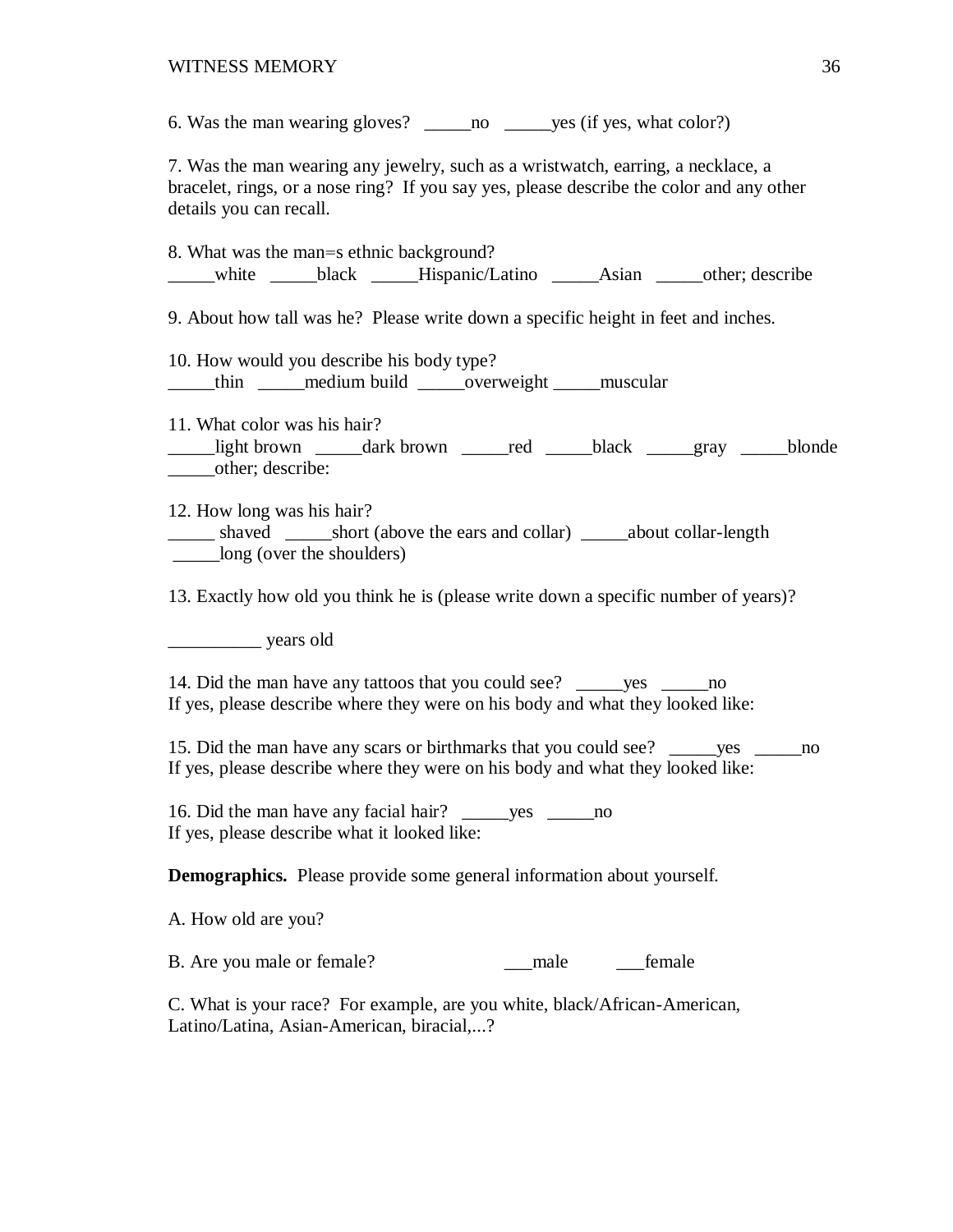6. Was the man wearing gloves? _____no _____yes (if yes, what color?)

7. Was the man wearing any jewelry, such as a wristwatch, earring, a necklace, a bracelet, rings, or a nose ring? If you say yes, please describe the color and any other details you can recall.

8. What was the man=s ethnic background?
_____white _____black _____Hispanic/Latino _____Asian _____other; describe

9. About how tall was he? Please write down a specific height in feet and inches.

10. How would you describe his body type?
_____thin _____medium build _____overweight _____muscular

11. What color was his hair?
_____light brown _____dark brown _____red _____black _____gray _____blonde
_____other; describe:

12. How long was his hair?
_____ shaved _____short (above the ears and collar) _____about collar-length
_____long (over the shoulders)

13. Exactly how old you think he is (please write down a specific number of years)?

__________ years old

14. Did the man have any tattoos that you could see? _____yes _____no
If yes, please describe where they were on his body and what they looked like:

15. Did the man have any scars or birthmarks that you could see? _____yes _____no
If yes, please describe where they were on his body and what they looked like:

16. Did the man have any facial hair? _____yes _____no
If yes, please describe what it looked like:

**Demographics.** Please provide some general information about yourself.

A. How old are you?

B. Are you male or female? ___male ___female

C. What is your race? For example, are you white, black/African-American, Latino/Latina, Asian-American, biracial,...?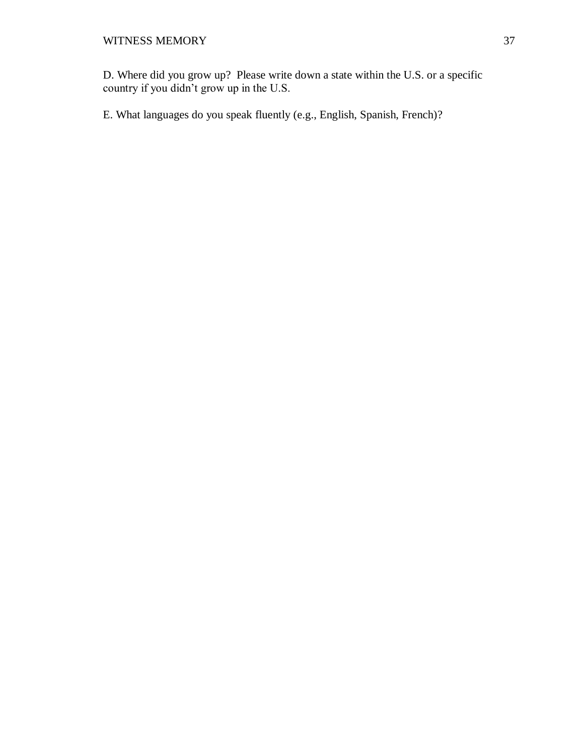D. Where did you grow up? Please write down a state within the U.S. or a specific country if you didn’t grow up in the U.S.

E. What languages do you speak fluently (e.g., English, Spanish, French)?